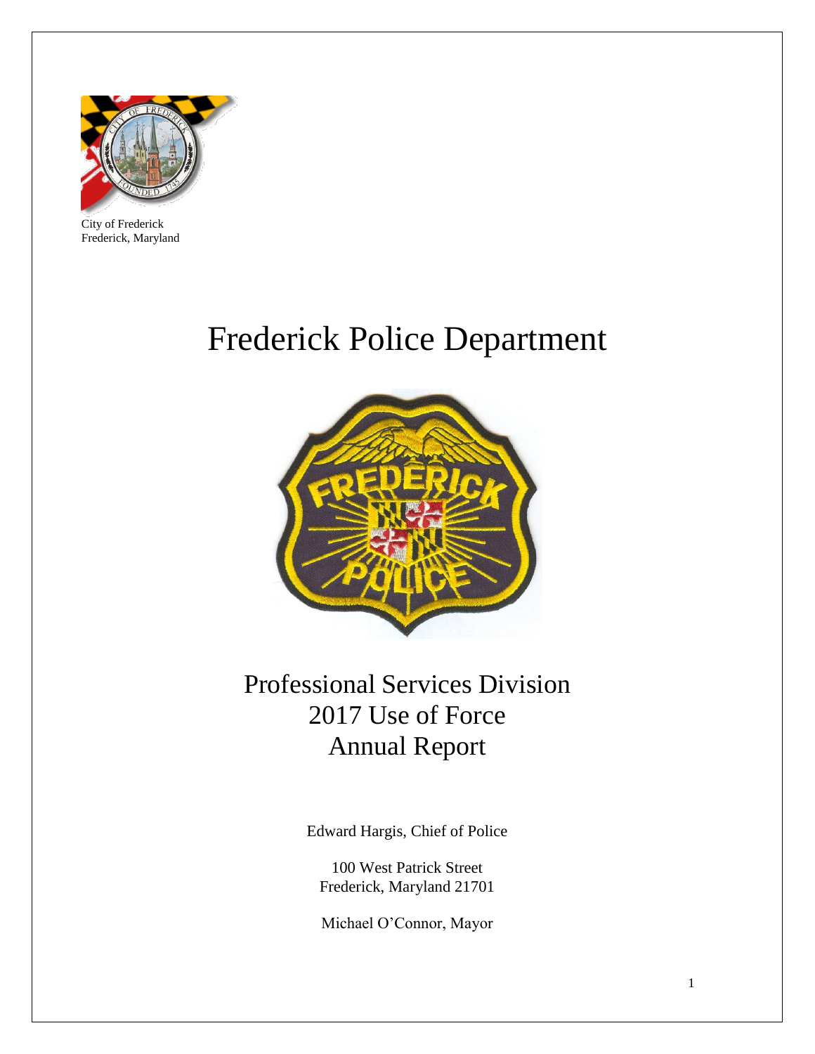City of Frederick
Frederick, Maryland

# Frederick Police Department

## Professional Services Division
## 2017 Use of Force
## Annual Report

Edward Hargis, Chief of Police

100 West Patrick Street
Frederick, Maryland 21701

Michael O'Connor, Mayor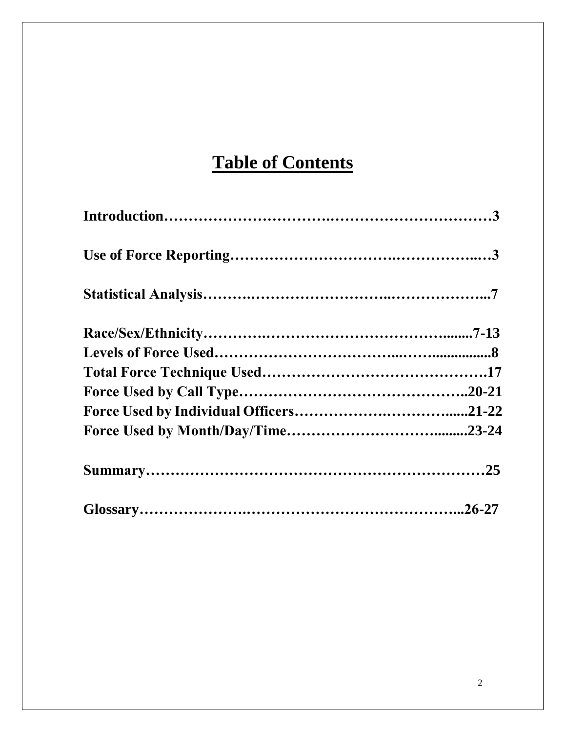# Table of Contents

**Introduction……………………………….…………………………3**

**Use of Force Reporting…………………………….……………..…3**

**Statistical Analysis……….…………………………..………………...7**

**Race/Sex/Ethnicity………….……………………………………........7-13**
**Levels of Force Used……………………………...……................8**
**Total Force Technique Used……………………………………….17**
**Force Used by Call Type………………………………………..20-21**
**Force Used by Individual Officers……………….……………......21-22**
**Force Used by Month/Day/Time…………………………........23-24**

**Summary……………………………………………………………25**

**Glossary………………….…………………………………………...26-27**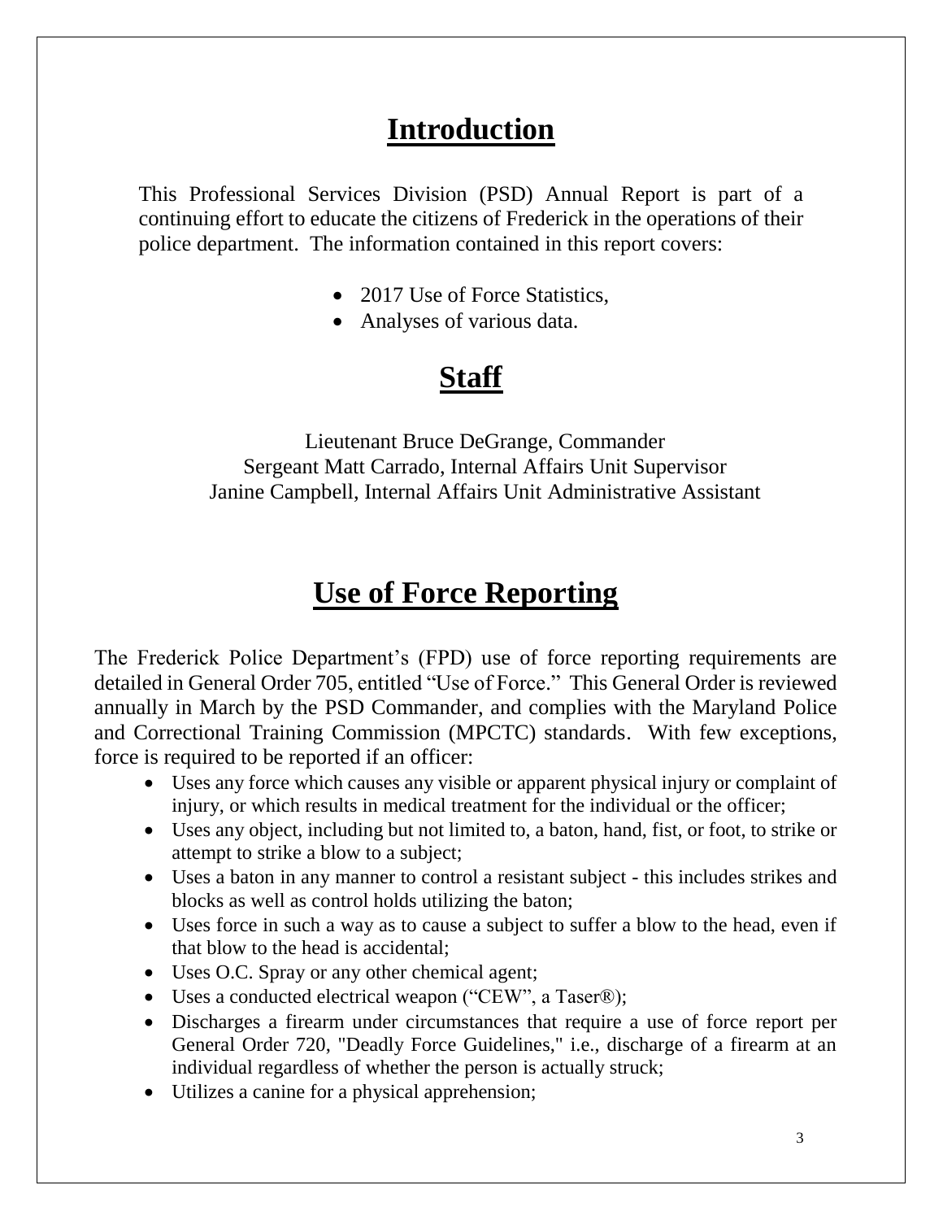# Introduction

This Professional Services Division (PSD) Annual Report is part of a continuing effort to educate the citizens of Frederick in the operations of their police department. The information contained in this report covers:

- 2017 Use of Force Statistics,
- Analyses of various data.

# Staff

Lieutenant Bruce DeGrange, Commander
Sergeant Matt Carrado, Internal Affairs Unit Supervisor
Janine Campbell, Internal Affairs Unit Administrative Assistant

# Use of Force Reporting

The Frederick Police Department's (FPD) use of force reporting requirements are detailed in General Order 705, entitled "Use of Force." This General Order is reviewed annually in March by the PSD Commander, and complies with the Maryland Police and Correctional Training Commission (MPCTC) standards. With few exceptions, force is required to be reported if an officer:

- Uses any force which causes any visible or apparent physical injury or complaint of injury, or which results in medical treatment for the individual or the officer;
- Uses any object, including but not limited to, a baton, hand, fist, or foot, to strike or attempt to strike a blow to a subject;
- Uses a baton in any manner to control a resistant subject - this includes strikes and blocks as well as control holds utilizing the baton;
- Uses force in such a way as to cause a subject to suffer a blow to the head, even if that blow to the head is accidental;
- Uses O.C. Spray or any other chemical agent;
- Uses a conducted electrical weapon ("CEW", a Taser®);
- Discharges a firearm under circumstances that require a use of force report per General Order 720, "Deadly Force Guidelines," i.e., discharge of a firearm at an individual regardless of whether the person is actually struck;
- Utilizes a canine for a physical apprehension;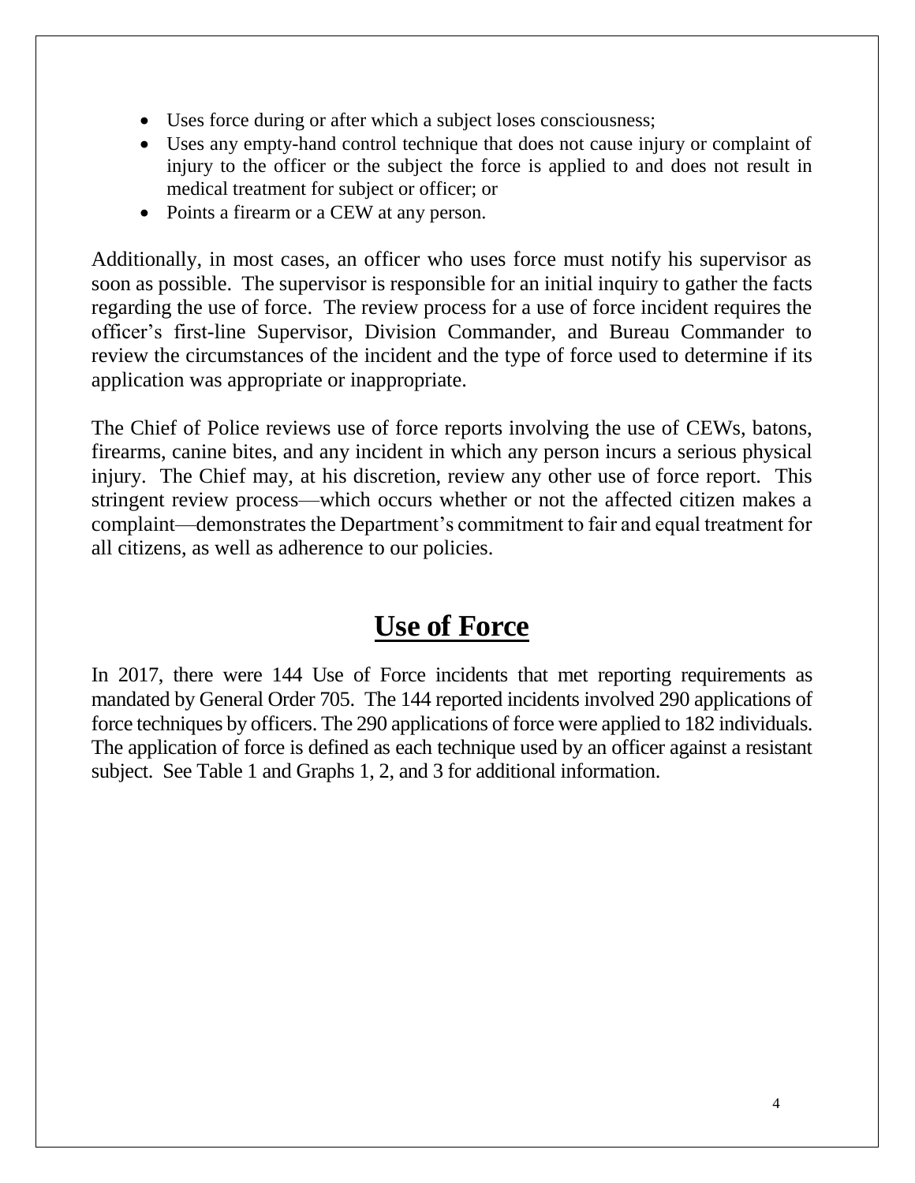- Uses force during or after which a subject loses consciousness;
- Uses any empty-hand control technique that does not cause injury or complaint of injury to the officer or the subject the force is applied to and does not result in medical treatment for subject or officer; or
- Points a firearm or a CEW at any person.

Additionally, in most cases, an officer who uses force must notify his supervisor as soon as possible. The supervisor is responsible for an initial inquiry to gather the facts regarding the use of force. The review process for a use of force incident requires the officer's first-line Supervisor, Division Commander, and Bureau Commander to review the circumstances of the incident and the type of force used to determine if its application was appropriate or inappropriate.

The Chief of Police reviews use of force reports involving the use of CEWs, batons, firearms, canine bites, and any incident in which any person incurs a serious physical injury. The Chief may, at his discretion, review any other use of force report. This stringent review process—which occurs whether or not the affected citizen makes a complaint—demonstrates the Department's commitment to fair and equal treatment for all citizens, as well as adherence to our policies.

## Use of Force

In 2017, there were 144 Use of Force incidents that met reporting requirements as mandated by General Order 705. The 144 reported incidents involved 290 applications of force techniques by officers. The 290 applications of force were applied to 182 individuals. The application of force is defined as each technique used by an officer against a resistant subject. See Table 1 and Graphs 1, 2, and 3 for additional information.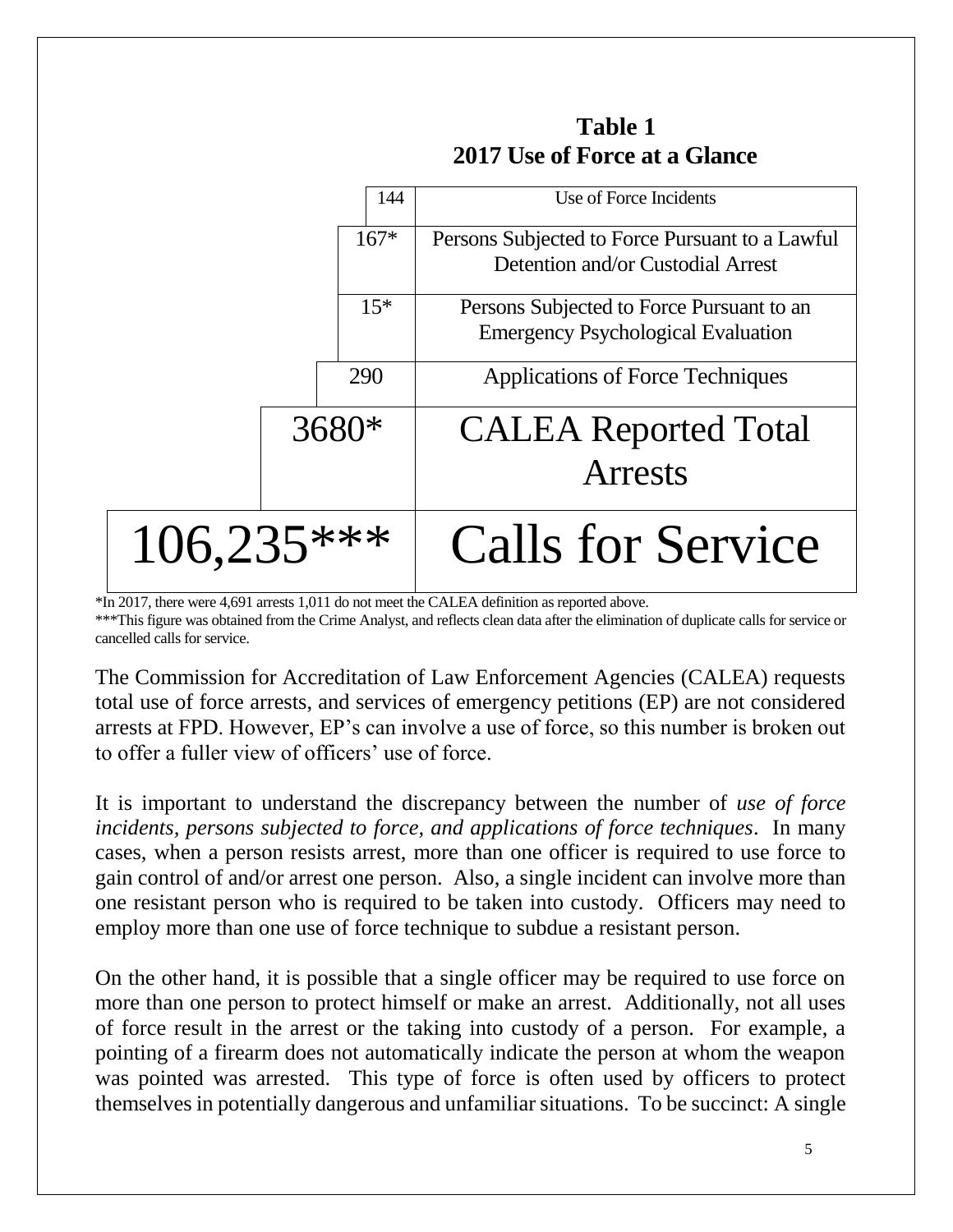## Table 1
## 2017 Use of Force at a Glance

| | |
|---|---|
| 144 | Use of Force Incidents |
| 167* | Persons Subjected to Force Pursuant to a Lawful Detention and/or Custodial Arrest |
| 15* | Persons Subjected to Force Pursuant to an Emergency Psychological Evaluation |
| 290 | Applications of Force Techniques |
| 3680* | CALEA Reported Total Arrests |
| 106,235*** | Calls for Service |

*In 2017, there were 4,691 arrests 1,011 do not meet the CALEA definition as reported above.
***This figure was obtained from the Crime Analyst, and reflects clean data after the elimination of duplicate calls for service or cancelled calls for service.

The Commission for Accreditation of Law Enforcement Agencies (CALEA) requests total use of force arrests, and services of emergency petitions (EP) are not considered arrests at FPD. However, EP's can involve a use of force, so this number is broken out to offer a fuller view of officers' use of force.

It is important to understand the discrepancy between the number of *use of force incidents, persons subjected to force, and applications of force techniques*. In many cases, when a person resists arrest, more than one officer is required to use force to gain control of and/or arrest one person. Also, a single incident can involve more than one resistant person who is required to be taken into custody. Officers may need to employ more than one use of force technique to subdue a resistant person.

On the other hand, it is possible that a single officer may be required to use force on more than one person to protect himself or make an arrest. Additionally, not all uses of force result in the arrest or the taking into custody of a person. For example, a pointing of a firearm does not automatically indicate the person at whom the weapon was pointed was arrested. This type of force is often used by officers to protect themselves in potentially dangerous and unfamiliar situations. To be succinct: A single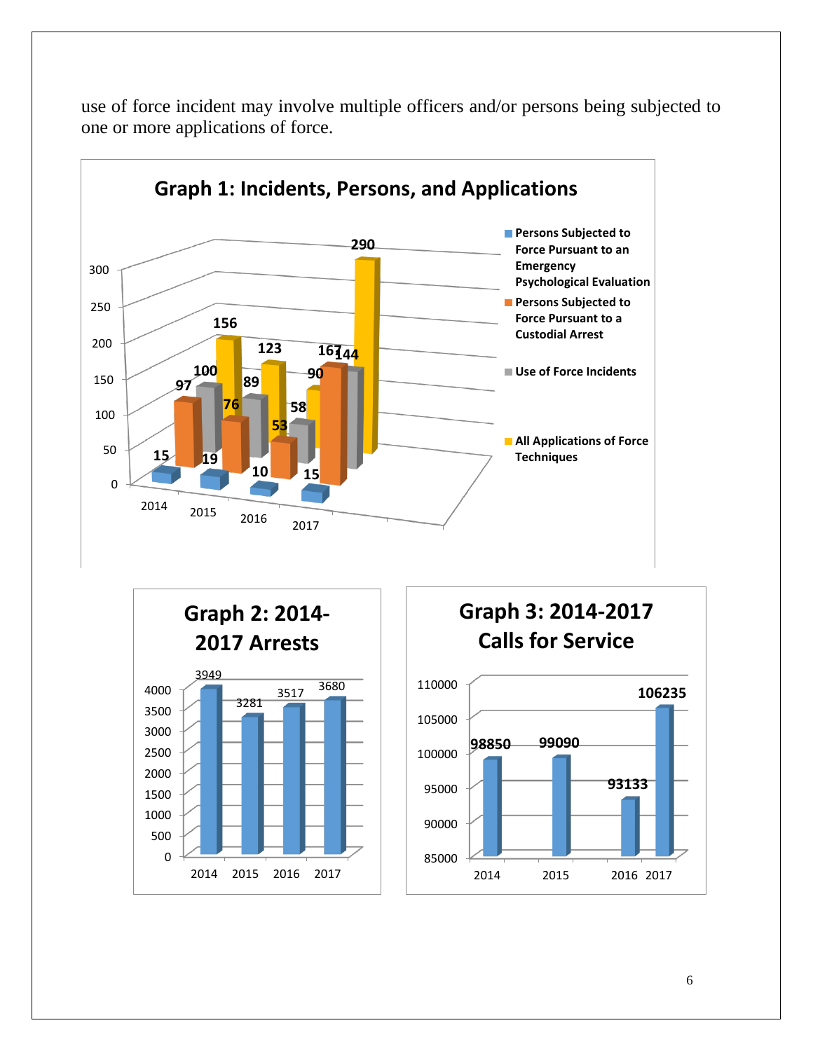use of force incident may involve multiple officers and/or persons being subjected to one or more applications of force.

**Graph 1: Incidents, Persons, and Applications**

| Year | Persons Subjected to Force Pursuant to an Emergency Psychological Evaluation | Persons Subjected to Force Pursuant to a Custodial Arrest | Use of Force Incidents | All Applications of Force Techniques |
|---|---|---|---|---|
| 2014 | 15 | 97 | 100 | 156 |
| 2015 | 19 | 76 | 89 | 123 |
| 2016 | 10 | 53 | 58 | 90 |
| 2017 | 15 | 167 | 144 | 290 |

**Graph 2: 2014-2017 Arrests**

| Year | Arrests |
|---|---|
| 2014 | 3949 |
| 2015 | 3281 |
| 2016 | 3517 |
| 2017 | 3680 |

**Graph 3: 2014-2017 Calls for Service**

| Year | Calls for Service |
|---|---|
| 2014 | 98850 |
| 2015 | 99090 |
| 2016 | 93133 |
| 2017 | 106235 |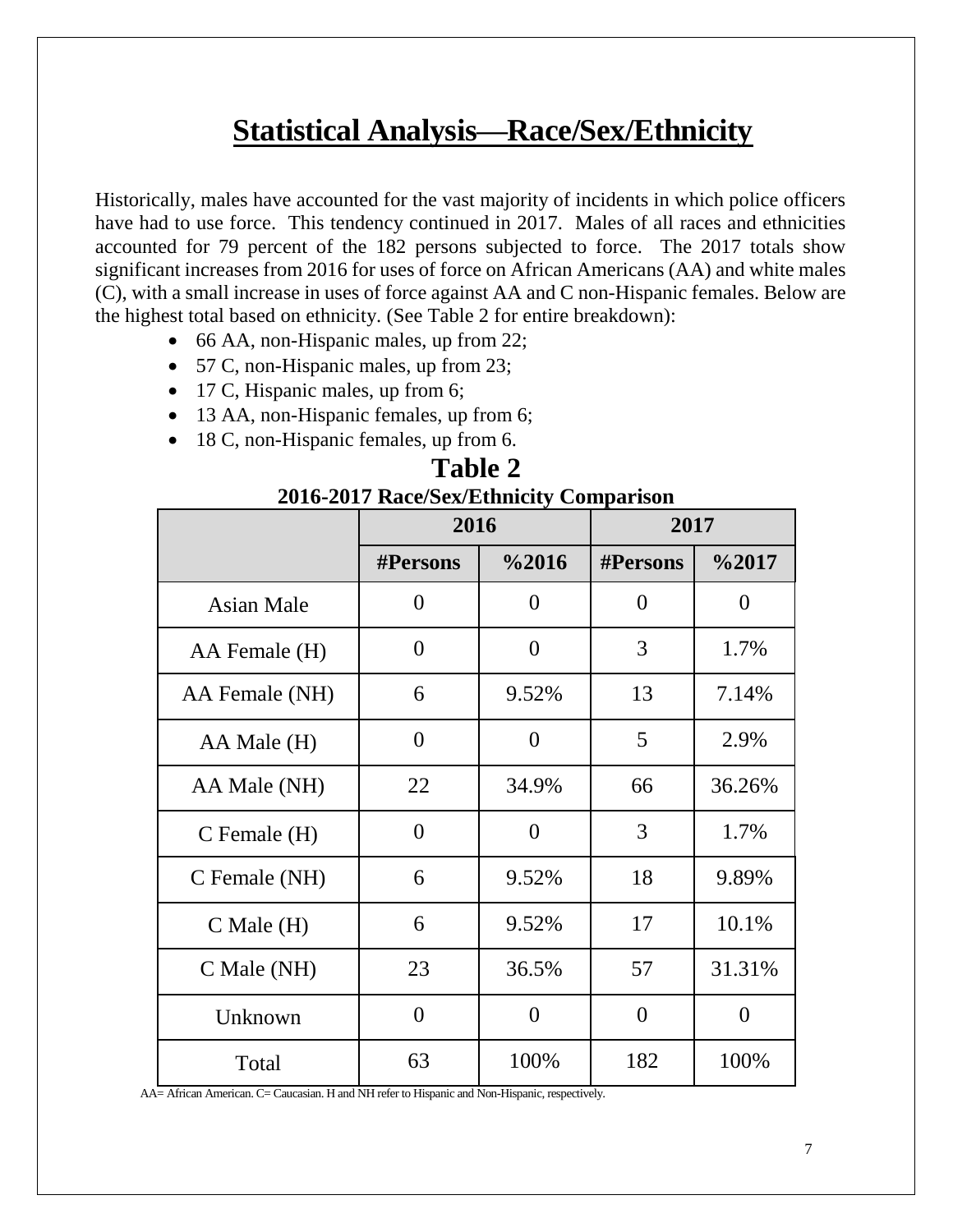# Statistical Analysis—Race/Sex/Ethnicity

Historically, males have accounted for the vast majority of incidents in which police officers have had to use force. This tendency continued in 2017. Males of all races and ethnicities accounted for 79 percent of the 182 persons subjected to force. The 2017 totals show significant increases from 2016 for uses of force on African Americans (AA) and white males (C), with a small increase in uses of force against AA and C non-Hispanic females. Below are the highest total based on ethnicity. (See Table 2 for entire breakdown):

- 66 AA, non-Hispanic males, up from 22;
- 57 C, non-Hispanic males, up from 23;
- 17 C, Hispanic males, up from 6;
- 13 AA, non-Hispanic females, up from 6;
- 18 C, non-Hispanic females, up from 6.

**Table 2**

**2016-2017 Race/Sex/Ethnicity Comparison**

| | 2016 | | 2017 | |
|---|---|---|---|---|
| | #Persons | %2016 | #Persons | %2017 |
| Asian Male | 0 | 0 | 0 | 0 |
| AA Female (H) | 0 | 0 | 3 | 1.7% |
| AA Female (NH) | 6 | 9.52% | 13 | 7.14% |
| AA Male (H) | 0 | 0 | 5 | 2.9% |
| AA Male (NH) | 22 | 34.9% | 66 | 36.26% |
| C Female (H) | 0 | 0 | 3 | 1.7% |
| C Female (NH) | 6 | 9.52% | 18 | 9.89% |
| C Male (H) | 6 | 9.52% | 17 | 10.1% |
| C Male (NH) | 23 | 36.5% | 57 | 31.31% |
| Unknown | 0 | 0 | 0 | 0 |
| Total | 63 | 100% | 182 | 100% |

AA= African American. C= Caucasian. H and NH refer to Hispanic and Non-Hispanic, respectively.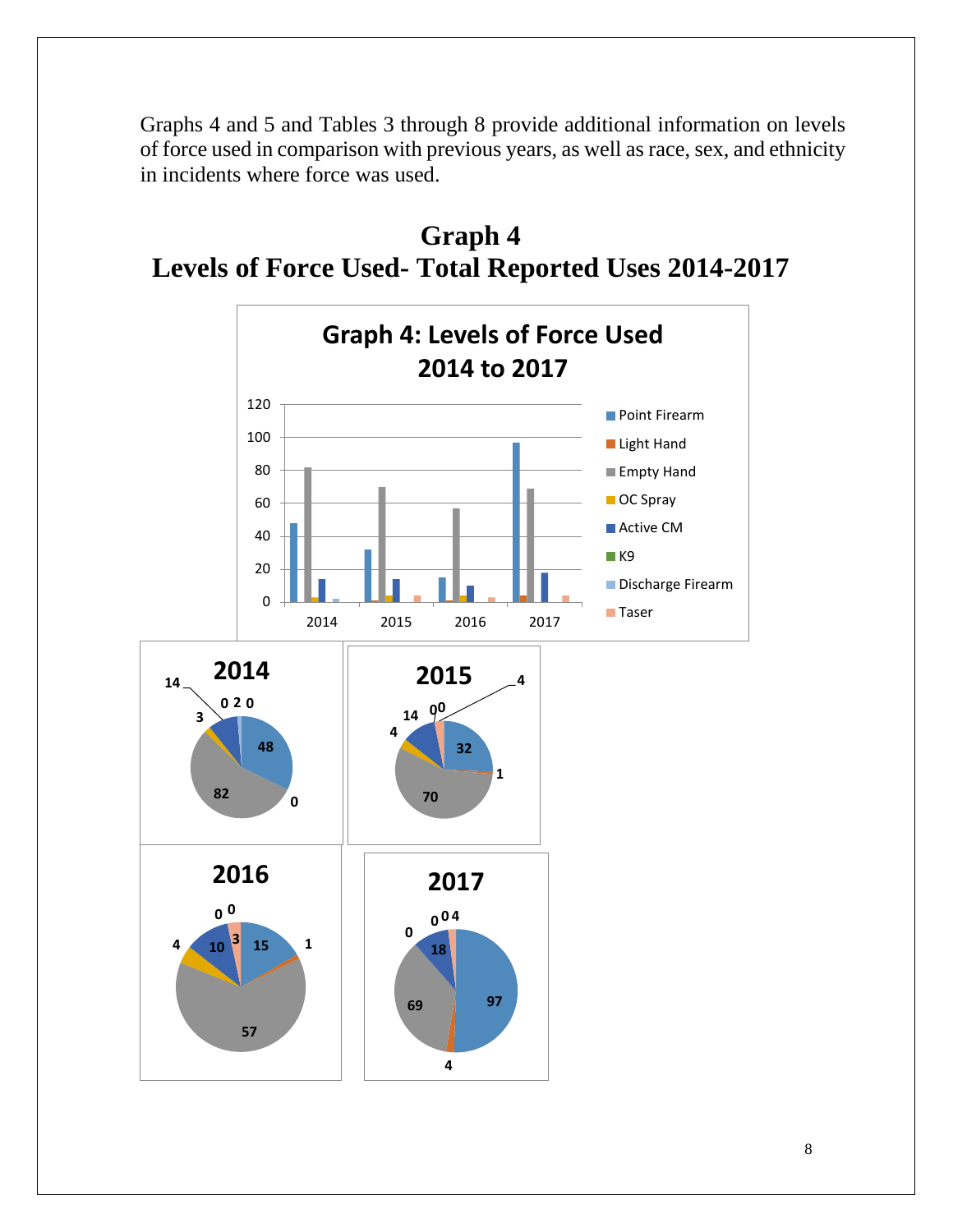Graphs 4 and 5 and Tables 3 through 8 provide additional information on levels of force used in comparison with previous years, as well as race, sex, and ethnicity in incidents where force was used.

# Graph 4
# Levels of Force Used- Total Reported Uses 2014-2017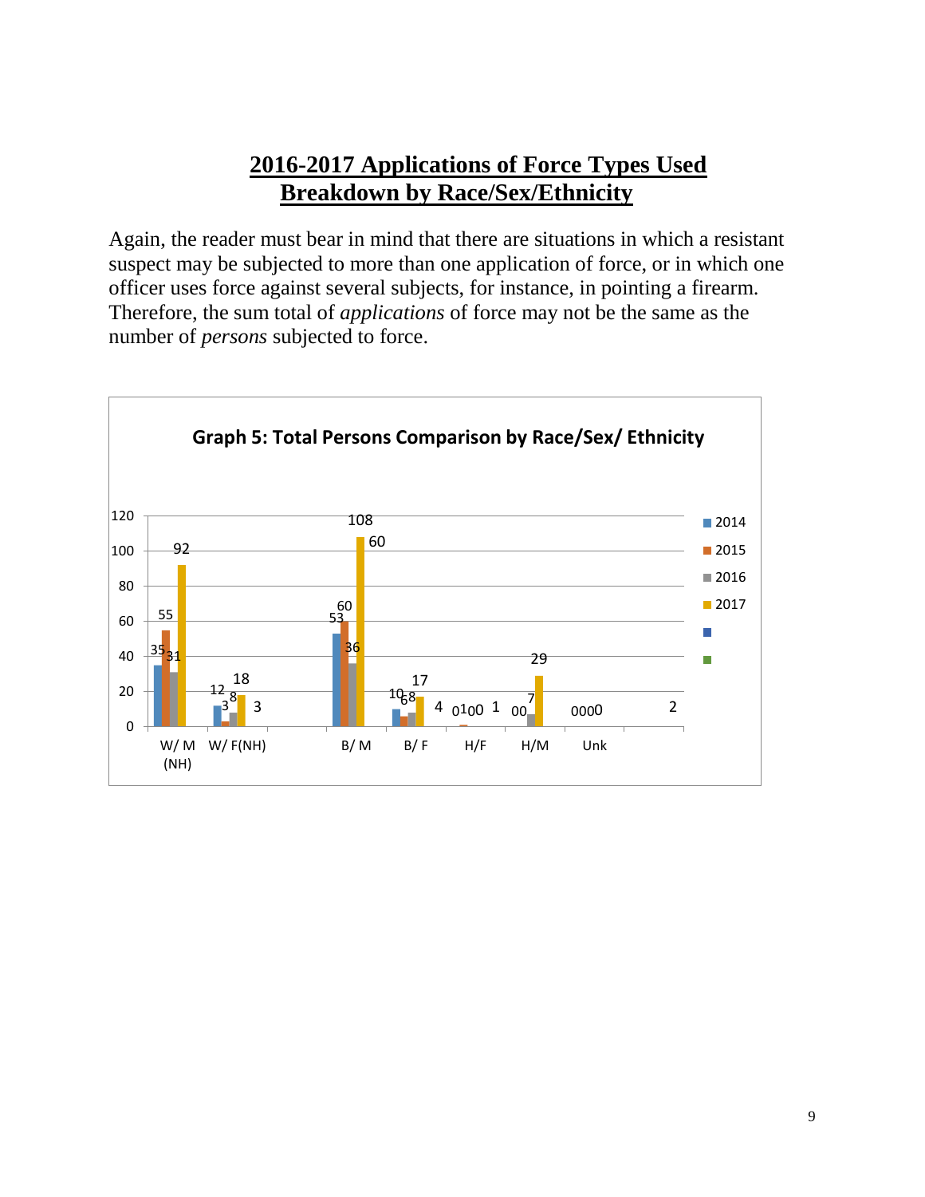## 2016-2017 Applications of Force Types Used Breakdown by Race/Sex/Ethnicity

Again, the reader must bear in mind that there are situations in which a resistant suspect may be subjected to more than one application of force, or in which one officer uses force against several subjects, for instance, in pointing a firearm. Therefore, the sum total of *applications* of force may not be the same as the number of *persons* subjected to force.

**Graph 5: Total Persons Comparison by Race/Sex/ Ethnicity**

| | W/ M (NH) | W/ F(NH) | | B/ M | | B/ F | | H/F | | H/M | Unk | |
|---|---|---|---|---|---|---|---|---|---|---|---|---|
| 2014 | 35 | 12 | | 53 | | 10 | | 0 | | 0 | 0 | |
| 2015 | 55 | 3 | | 60 | | 6 | | 1 | | 0 | 0 | |
| 2016 | 31 | 8 | | 36 | | 8 | | 0 | | 7 | 0 | |
| 2017 | 92 | 18 | 3 | 108 | 60 | 17 | 4 | 0 | 1 | 29 | 0 | 2 |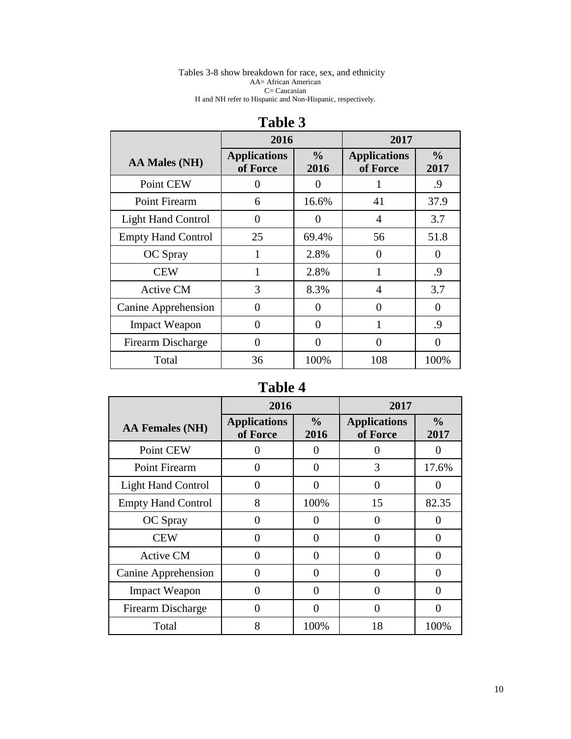Tables 3-8 show breakdown for race, sex, and ethnicity
AA= African American
C= Caucasian
H and NH refer to Hispanic and Non-Hispanic, respectively.

## Table 3

| | 2016 | | 2017 | |
|---|---|---|---|---|
| **AA Males (NH)** | **Applications of Force** | **% 2016** | **Applications of Force** | **% 2017** |
| Point CEW | 0 | 0 | 1 | .9 |
| Point Firearm | 6 | 16.6% | 41 | 37.9 |
| Light Hand Control | 0 | 0 | 4 | 3.7 |
| Empty Hand Control | 25 | 69.4% | 56 | 51.8 |
| OC Spray | 1 | 2.8% | 0 | 0 |
| CEW | 1 | 2.8% | 1 | .9 |
| Active CM | 3 | 8.3% | 4 | 3.7 |
| Canine Apprehension | 0 | 0 | 0 | 0 |
| Impact Weapon | 0 | 0 | 1 | .9 |
| Firearm Discharge | 0 | 0 | 0 | 0 |
| Total | 36 | 100% | 108 | 100% |

## Table 4

| | 2016 | | 2017 | |
|---|---|---|---|---|
| **AA Females (NH)** | **Applications of Force** | **% 2016** | **Applications of Force** | **% 2017** |
| Point CEW | 0 | 0 | 0 | 0 |
| Point Firearm | 0 | 0 | 3 | 17.6% |
| Light Hand Control | 0 | 0 | 0 | 0 |
| Empty Hand Control | 8 | 100% | 15 | 82.35 |
| OC Spray | 0 | 0 | 0 | 0 |
| CEW | 0 | 0 | 0 | 0 |
| Active CM | 0 | 0 | 0 | 0 |
| Canine Apprehension | 0 | 0 | 0 | 0 |
| Impact Weapon | 0 | 0 | 0 | 0 |
| Firearm Discharge | 0 | 0 | 0 | 0 |
| Total | 8 | 100% | 18 | 100% |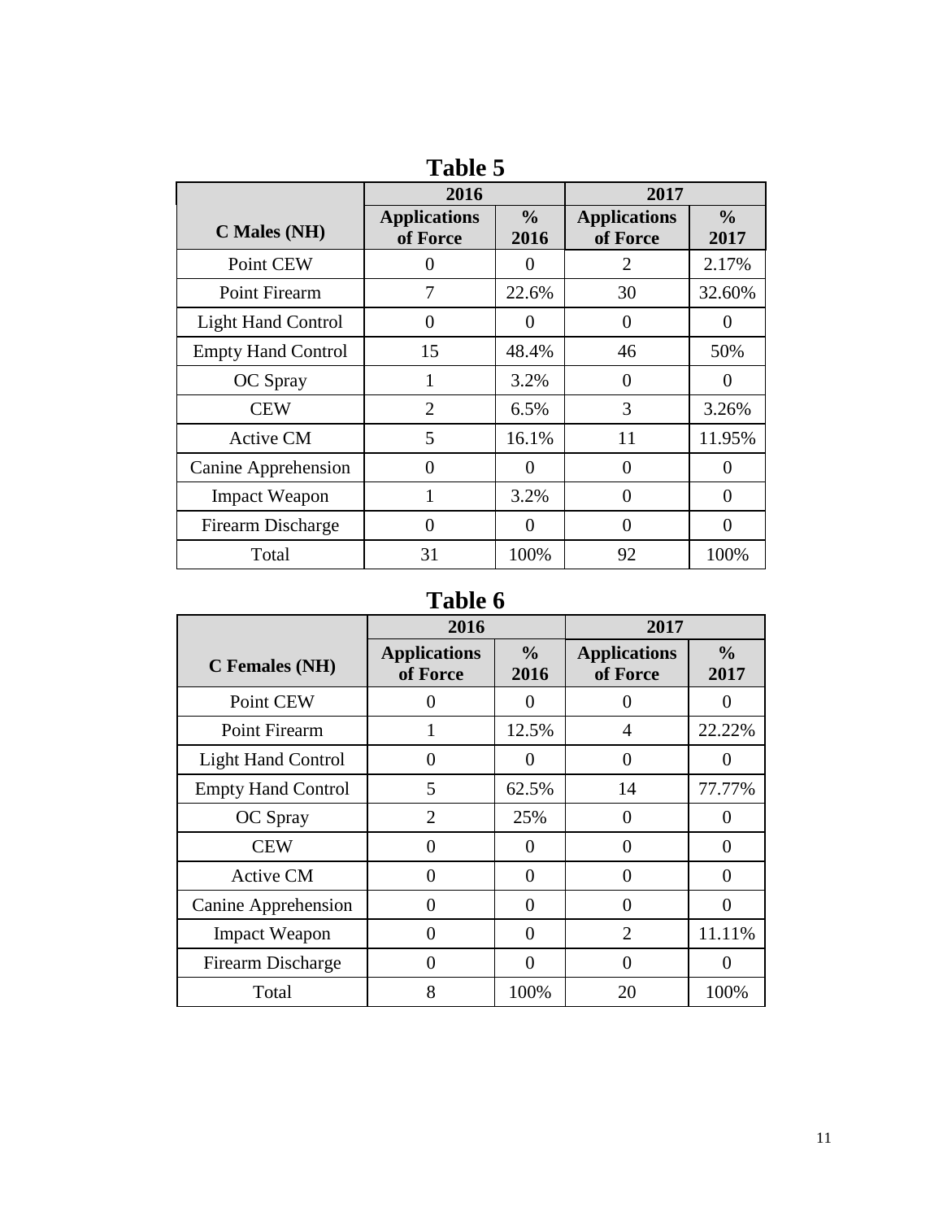## Table 5

| C Males (NH) | 2016 | | 2017 | |
|---|---|---|---|---|
| | **Applications of Force** | **% 2016** | **Applications of Force** | **% 2017** |
| Point CEW | 0 | 0 | 2 | 2.17% |
| Point Firearm | 7 | 22.6% | 30 | 32.60% |
| Light Hand Control | 0 | 0 | 0 | 0 |
| Empty Hand Control | 15 | 48.4% | 46 | 50% |
| OC Spray | 1 | 3.2% | 0 | 0 |
| CEW | 2 | 6.5% | 3 | 3.26% |
| Active CM | 5 | 16.1% | 11 | 11.95% |
| Canine Apprehension | 0 | 0 | 0 | 0 |
| Impact Weapon | 1 | 3.2% | 0 | 0 |
| Firearm Discharge | 0 | 0 | 0 | 0 |
| Total | 31 | 100% | 92 | 100% |

## Table 6

| C Females (NH) | 2016 | | 2017 | |
|---|---|---|---|---|
| | **Applications of Force** | **% 2016** | **Applications of Force** | **% 2017** |
| Point CEW | 0 | 0 | 0 | 0 |
| Point Firearm | 1 | 12.5% | 4 | 22.22% |
| Light Hand Control | 0 | 0 | 0 | 0 |
| Empty Hand Control | 5 | 62.5% | 14 | 77.77% |
| OC Spray | 2 | 25% | 0 | 0 |
| CEW | 0 | 0 | 0 | 0 |
| Active CM | 0 | 0 | 0 | 0 |
| Canine Apprehension | 0 | 0 | 0 | 0 |
| Impact Weapon | 0 | 0 | 2 | 11.11% |
| Firearm Discharge | 0 | 0 | 0 | 0 |
| Total | 8 | 100% | 20 | 100% |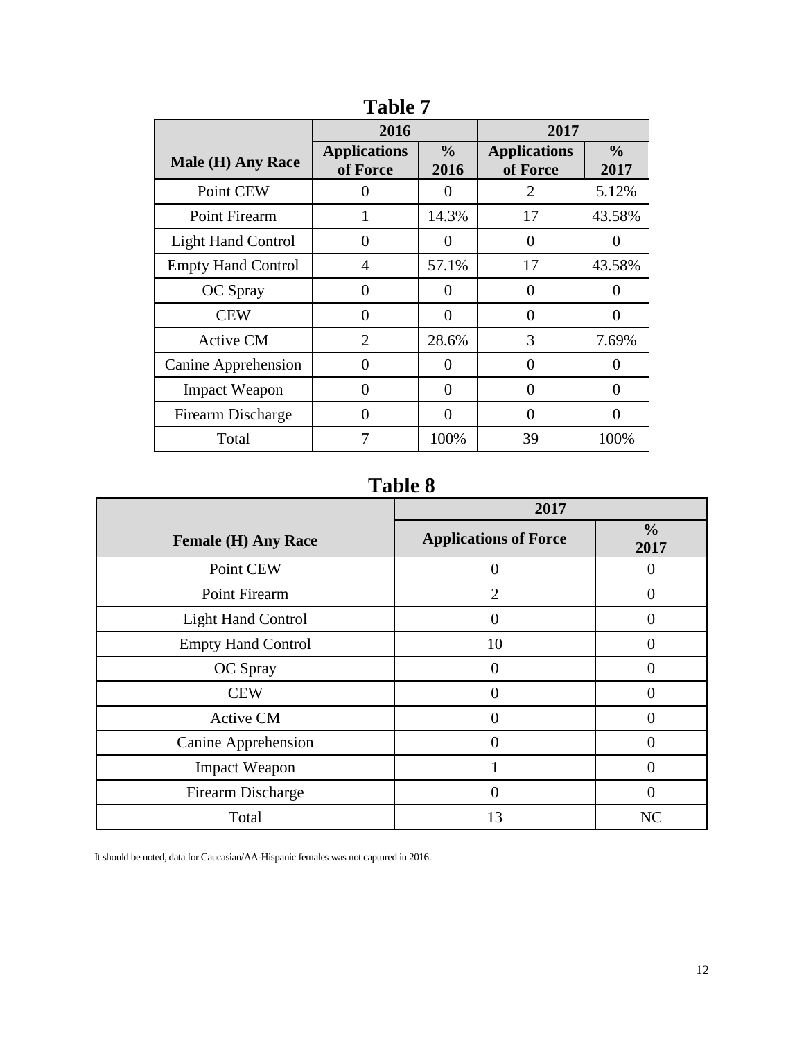## Table 7

| Male (H) Any Race | 2016 | | 2017 | |
|---|---|---|---|---|
| | Applications of Force | % 2016 | Applications of Force | % 2017 |
| Point CEW | 0 | 0 | 2 | 5.12% |
| Point Firearm | 1 | 14.3% | 17 | 43.58% |
| Light Hand Control | 0 | 0 | 0 | 0 |
| Empty Hand Control | 4 | 57.1% | 17 | 43.58% |
| OC Spray | 0 | 0 | 0 | 0 |
| CEW | 0 | 0 | 0 | 0 |
| Active CM | 2 | 28.6% | 3 | 7.69% |
| Canine Apprehension | 0 | 0 | 0 | 0 |
| Impact Weapon | 0 | 0 | 0 | 0 |
| Firearm Discharge | 0 | 0 | 0 | 0 |
| Total | 7 | 100% | 39 | 100% |

## Table 8

| Female (H) Any Race | 2017 | |
|---|---|---|
| | Applications of Force | % 2017 |
| Point CEW | 0 | 0 |
| Point Firearm | 2 | 0 |
| Light Hand Control | 0 | 0 |
| Empty Hand Control | 10 | 0 |
| OC Spray | 0 | 0 |
| CEW | 0 | 0 |
| Active CM | 0 | 0 |
| Canine Apprehension | 0 | 0 |
| Impact Weapon | 1 | 0 |
| Firearm Discharge | 0 | 0 |
| Total | 13 | NC |

It should be noted, data for Caucasian/AA-Hispanic females was not captured in 2016.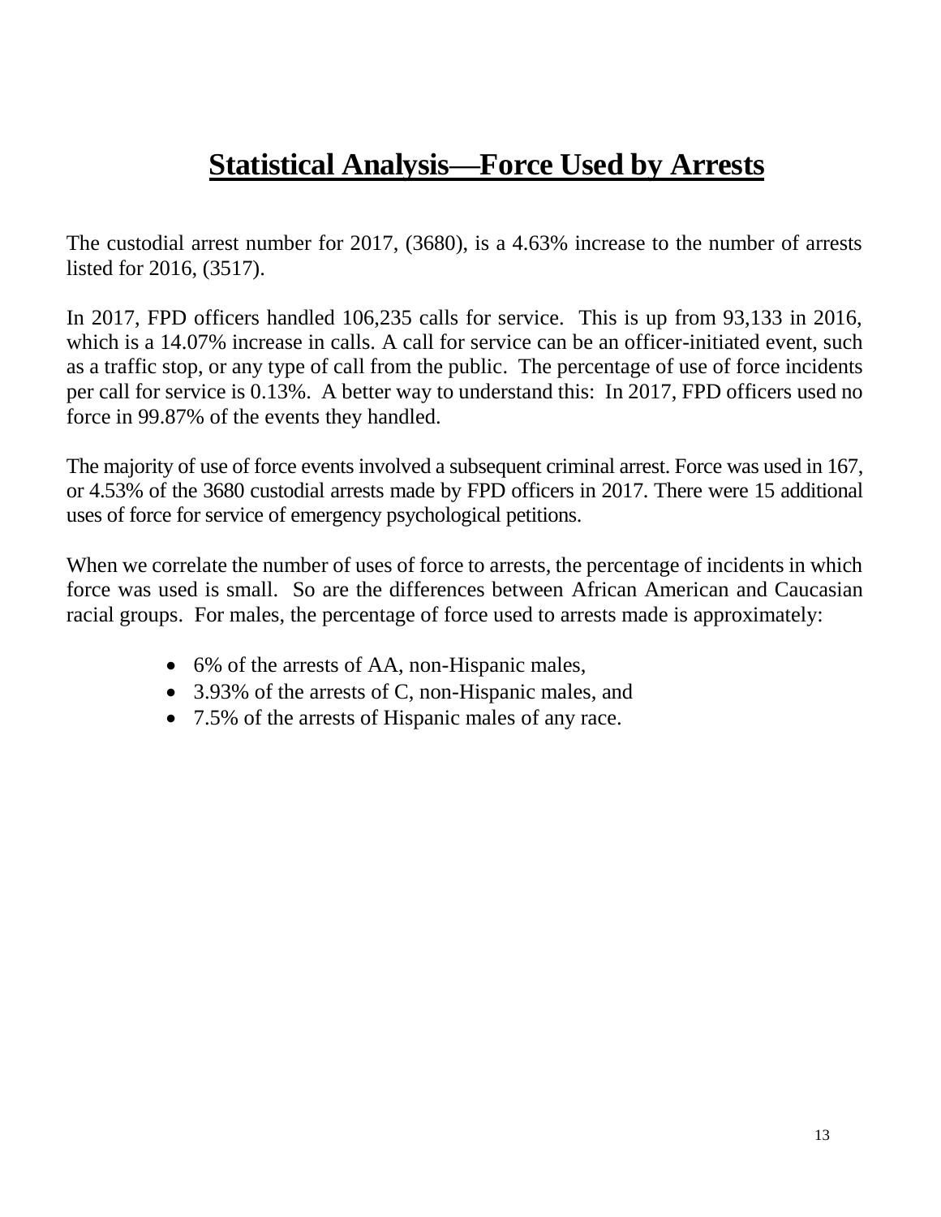# Statistical Analysis—Force Used by Arrests

The custodial arrest number for 2017, (3680), is a 4.63% increase to the number of arrests listed for 2016, (3517).

In 2017, FPD officers handled 106,235 calls for service. This is up from 93,133 in 2016, which is a 14.07% increase in calls. A call for service can be an officer-initiated event, such as a traffic stop, or any type of call from the public. The percentage of use of force incidents per call for service is 0.13%. A better way to understand this: In 2017, FPD officers used no force in 99.87% of the events they handled.

The majority of use of force events involved a subsequent criminal arrest. Force was used in 167, or 4.53% of the 3680 custodial arrests made by FPD officers in 2017. There were 15 additional uses of force for service of emergency psychological petitions.

When we correlate the number of uses of force to arrests, the percentage of incidents in which force was used is small. So are the differences between African American and Caucasian racial groups. For males, the percentage of force used to arrests made is approximately:

- 6% of the arrests of AA, non-Hispanic males,
- 3.93% of the arrests of C, non-Hispanic males, and
- 7.5% of the arrests of Hispanic males of any race.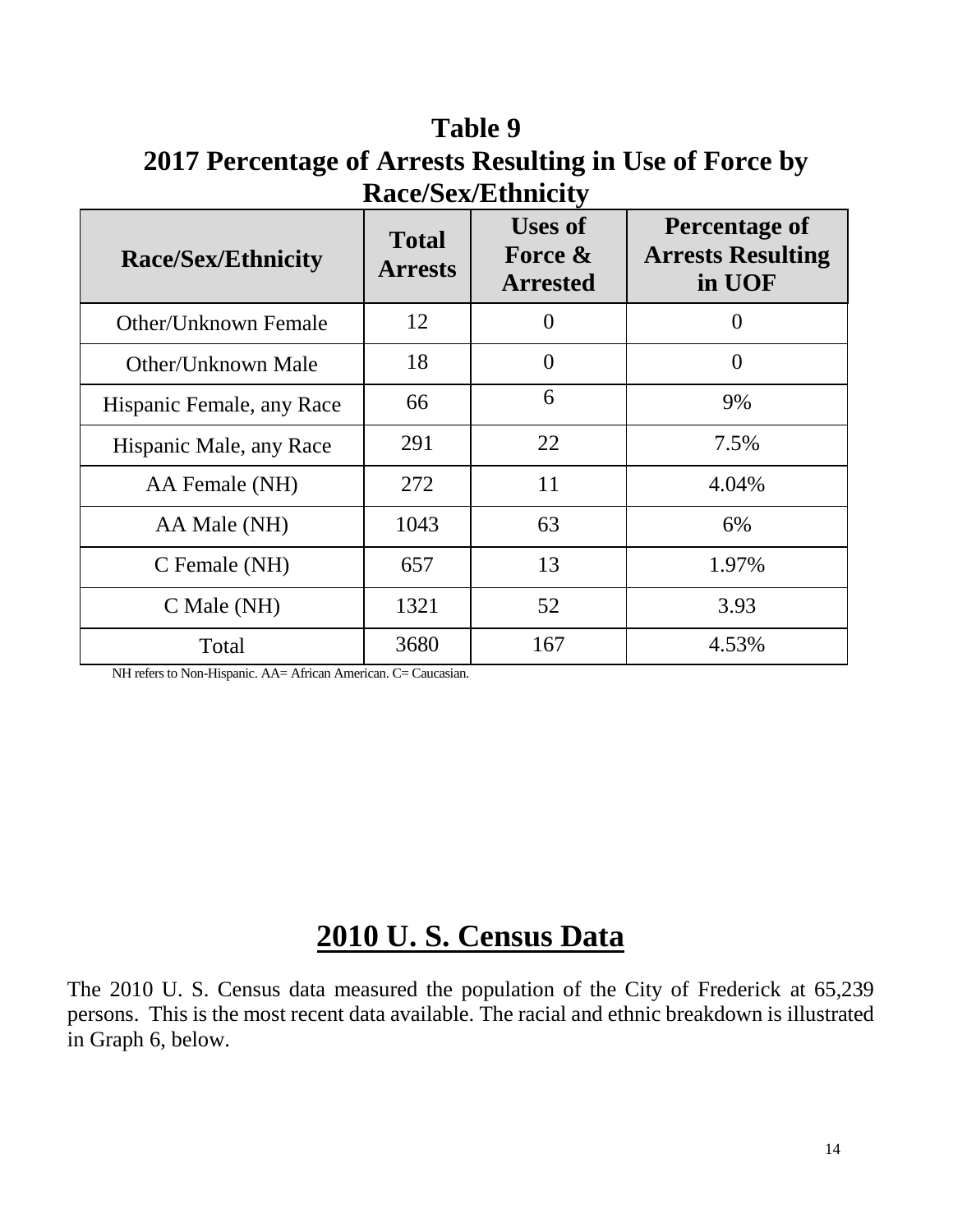# Table 9

## 2017 Percentage of Arrests Resulting in Use of Force by Race/Sex/Ethnicity

| Race/Sex/Ethnicity | Total Arrests | Uses of Force & Arrested | Percentage of Arrests Resulting in UOF |
|---|---|---|---|
| Other/Unknown Female | 12 | 0 | 0 |
| Other/Unknown Male | 18 | 0 | 0 |
| Hispanic Female, any Race | 66 | 6 | 9% |
| Hispanic Male, any Race | 291 | 22 | 7.5% |
| AA Female (NH) | 272 | 11 | 4.04% |
| AA Male (NH) | 1043 | 63 | 6% |
| C Female (NH) | 657 | 13 | 1.97% |
| C Male (NH) | 1321 | 52 | 3.93 |
| Total | 3680 | 167 | 4.53% |

NH refers to Non-Hispanic. AA= African American. C= Caucasian.

## 2010 U. S. Census Data

The 2010 U. S. Census data measured the population of the City of Frederick at 65,239 persons. This is the most recent data available. The racial and ethnic breakdown is illustrated in Graph 6, below.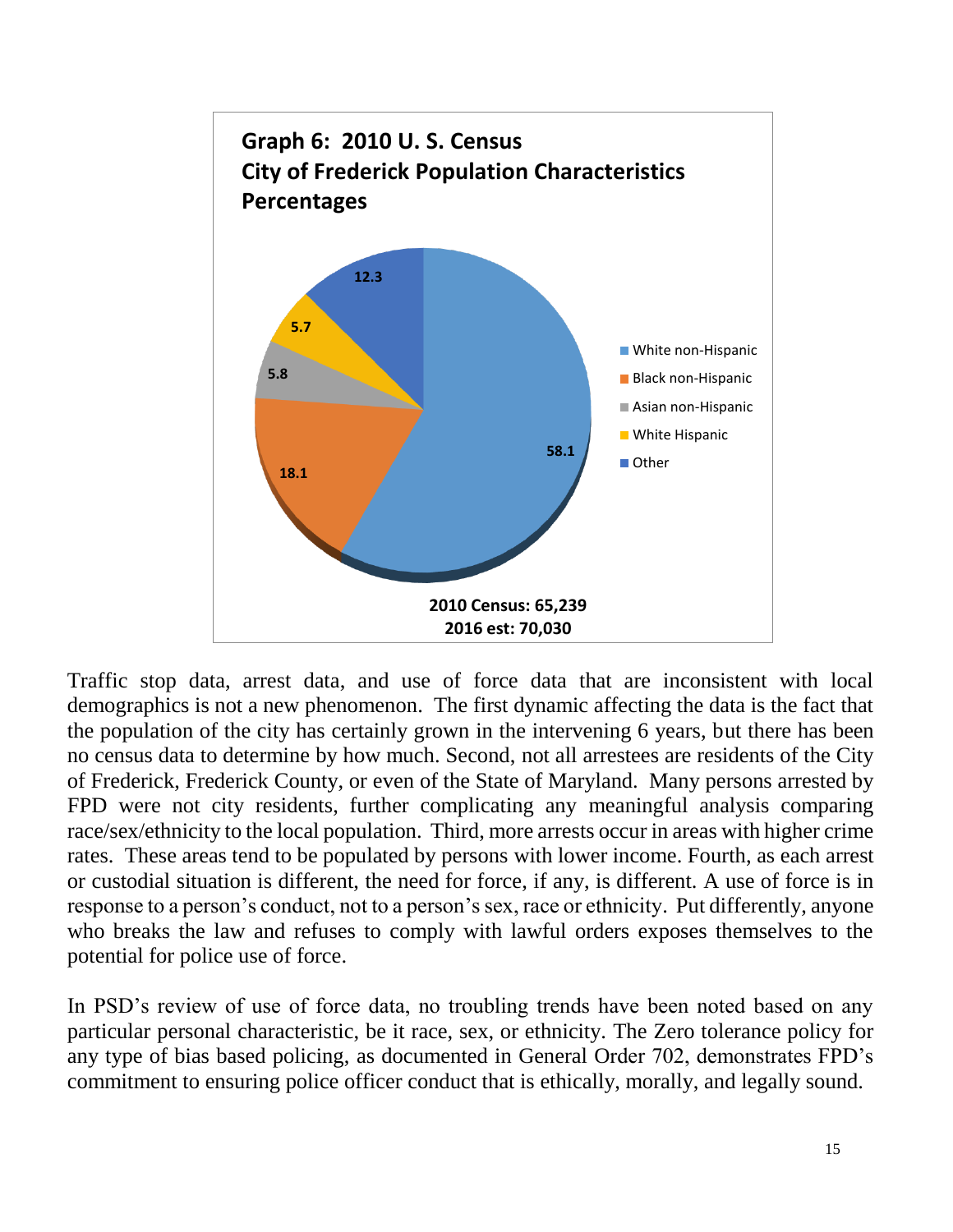**Graph 6: 2010 U. S. Census**
**City of Frederick Population Characteristics**
**Percentages**

| Category | Percentage |
|---|---|
| White non-Hispanic | 58.1 |
| Black non-Hispanic | 18.1 |
| Asian non-Hispanic | 5.8 |
| White Hispanic | 5.7 |
| Other | 12.3 |

**2010 Census: 65,239**
**2016 est: 70,030**

Traffic stop data, arrest data, and use of force data that are inconsistent with local demographics is not a new phenomenon. The first dynamic affecting the data is the fact that the population of the city has certainly grown in the intervening 6 years, but there has been no census data to determine by how much. Second, not all arrestees are residents of the City of Frederick, Frederick County, or even of the State of Maryland. Many persons arrested by FPD were not city residents, further complicating any meaningful analysis comparing race/sex/ethnicity to the local population. Third, more arrests occur in areas with higher crime rates. These areas tend to be populated by persons with lower income. Fourth, as each arrest or custodial situation is different, the need for force, if any, is different. A use of force is in response to a person's conduct, not to a person's sex, race or ethnicity. Put differently, anyone who breaks the law and refuses to comply with lawful orders exposes themselves to the potential for police use of force.

In PSD's review of use of force data, no troubling trends have been noted based on any particular personal characteristic, be it race, sex, or ethnicity. The Zero tolerance policy for any type of bias based policing, as documented in General Order 702, demonstrates FPD's commitment to ensuring police officer conduct that is ethically, morally, and legally sound.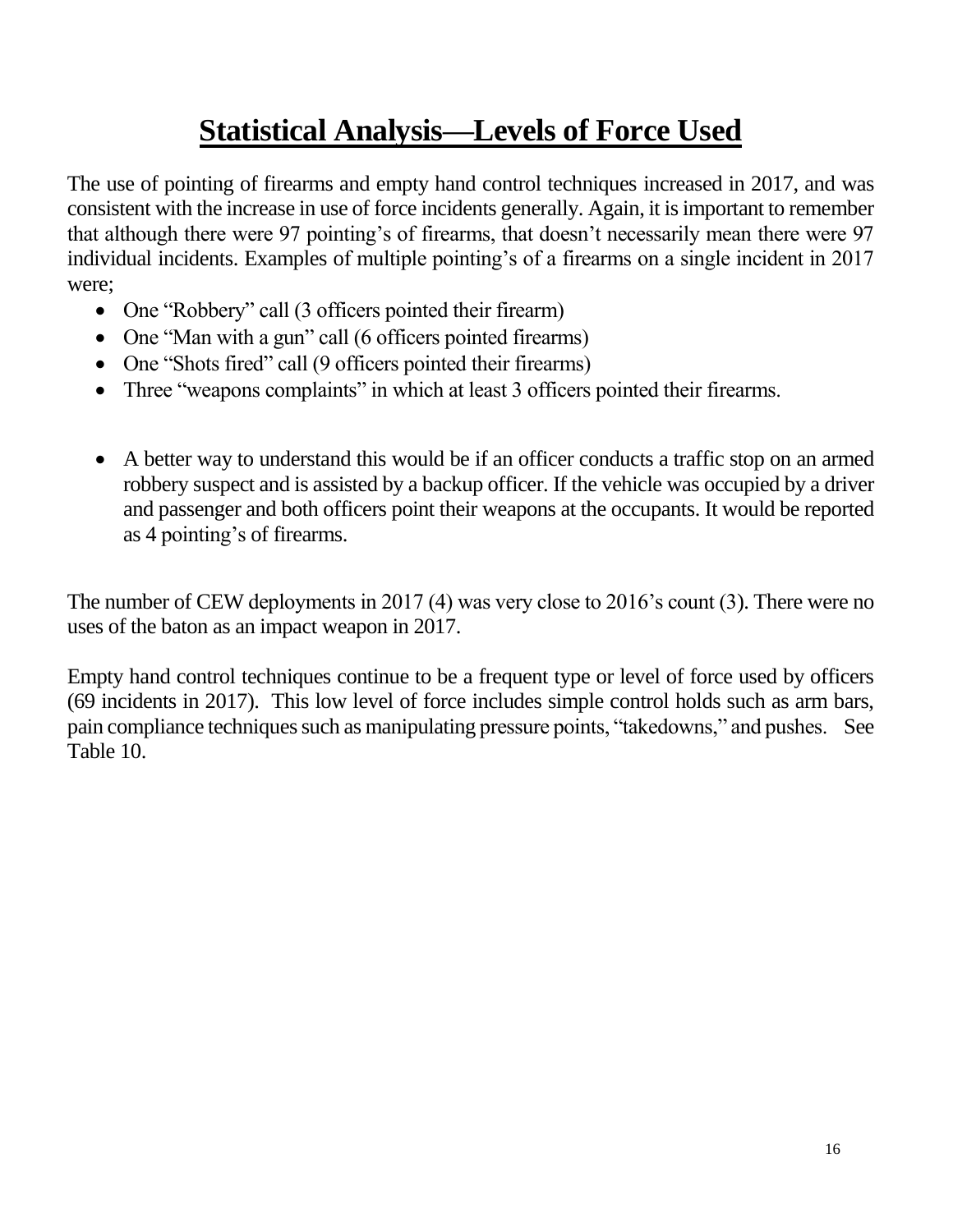# Statistical Analysis—Levels of Force Used

The use of pointing of firearms and empty hand control techniques increased in 2017, and was consistent with the increase in use of force incidents generally. Again, it is important to remember that although there were 97 pointing's of firearms, that doesn't necessarily mean there were 97 individual incidents. Examples of multiple pointing's of a firearms on a single incident in 2017 were;

- One "Robbery" call (3 officers pointed their firearm)
- One "Man with a gun" call (6 officers pointed firearms)
- One "Shots fired" call (9 officers pointed their firearms)
- Three "weapons complaints" in which at least 3 officers pointed their firearms.

- A better way to understand this would be if an officer conducts a traffic stop on an armed robbery suspect and is assisted by a backup officer. If the vehicle was occupied by a driver and passenger and both officers point their weapons at the occupants. It would be reported as 4 pointing's of firearms.

The number of CEW deployments in 2017 (4) was very close to 2016's count (3). There were no uses of the baton as an impact weapon in 2017.

Empty hand control techniques continue to be a frequent type or level of force used by officers (69 incidents in 2017). This low level of force includes simple control holds such as arm bars, pain compliance techniques such as manipulating pressure points, "takedowns," and pushes. See Table 10.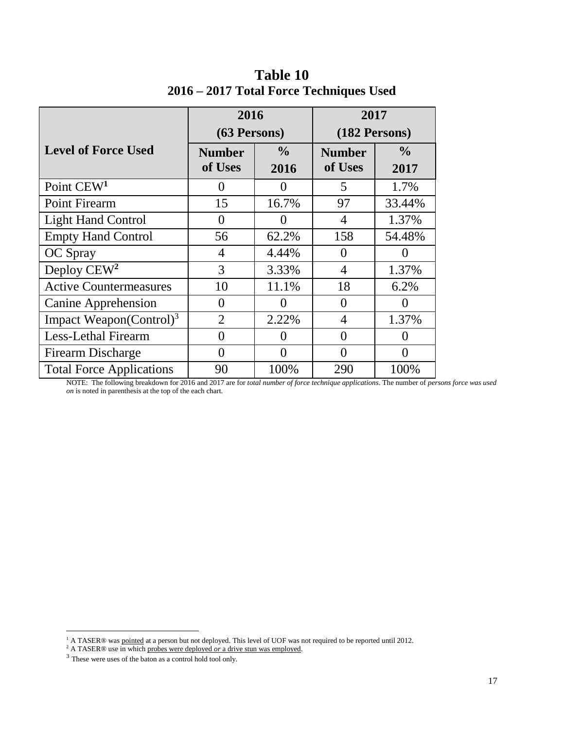# Table 10
## 2016 – 2017 Total Force Techniques Used

| Level of Force Used | 2016 (63 Persons) | | 2017 (182 Persons) | |
|---|---|---|---|---|
| | Number of Uses | % 2016 | Number of Uses | % 2017 |
| Point CEW[1] | 0 | 0 | 5 | 1.7% |
| Point Firearm | 15 | 16.7% | 97 | 33.44% |
| Light Hand Control | 0 | 0 | 4 | 1.37% |
| Empty Hand Control | 56 | 62.2% | 158 | 54.48% |
| OC Spray | 4 | 4.44% | 0 | 0 |
| Deploy CEW[2] | 3 | 3.33% | 4 | 1.37% |
| Active Countermeasures | 10 | 11.1% | 18 | 6.2% |
| Canine Apprehension | 0 | 0 | 0 | 0 |
| Impact Weapon(Control)[3] | 2 | 2.22% | 4 | 1.37% |
| Less-Lethal Firearm | 0 | 0 | 0 | 0 |
| Firearm Discharge | 0 | 0 | 0 | 0 |
| Total Force Applications | 90 | 100% | 290 | 100% |

NOTE: The following breakdown for 2016 and 2017 are for *total number of force technique applications*. The number of *persons force was used on* is noted in parenthesis at the top of the each chart.

[1] A TASER® was pointed at a person but not deployed. This level of UOF was not required to be reported until 2012.
[2] A TASER® use in which probes were deployed *or* a drive stun was employed.
[3] These were uses of the baton as a control hold tool only.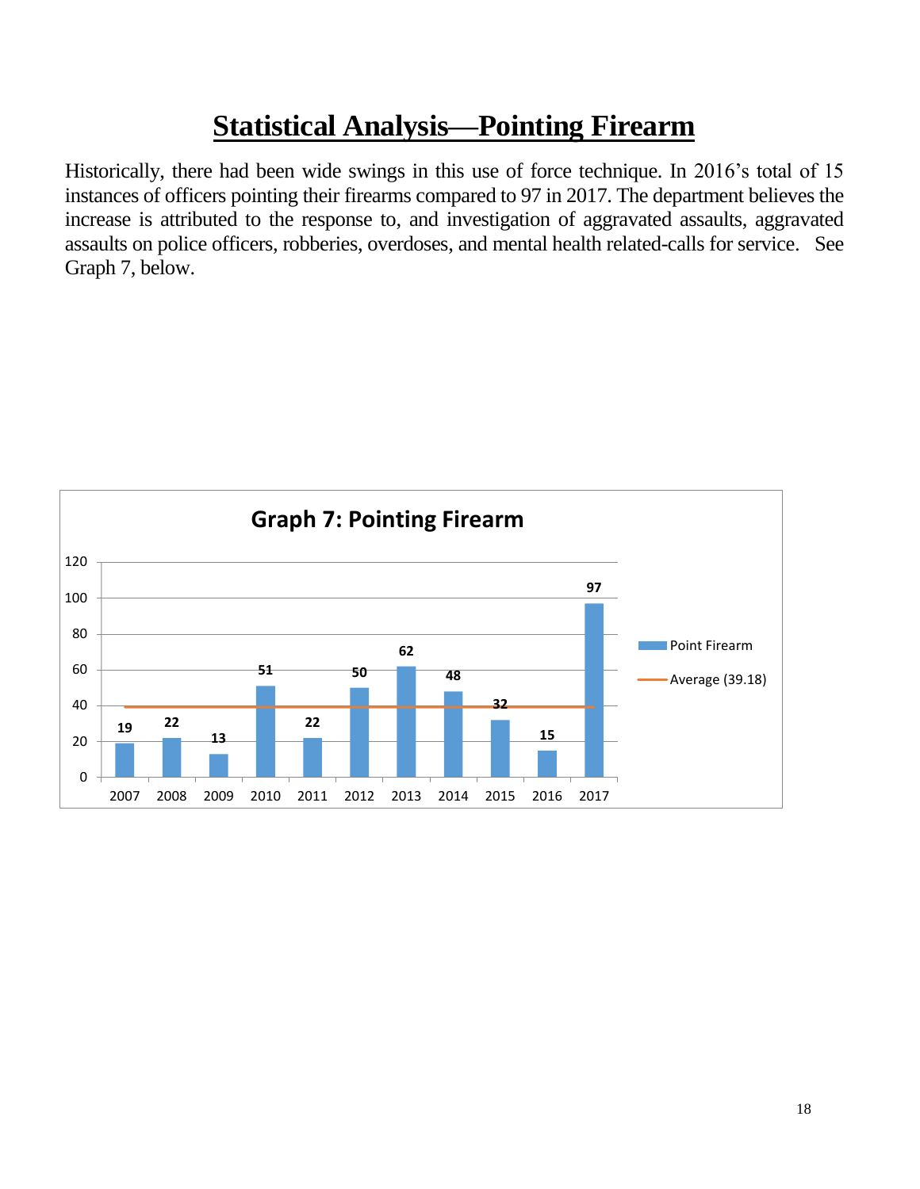# Statistical Analysis—Pointing Firearm

Historically, there had been wide swings in this use of force technique. In 2016's total of 15 instances of officers pointing their firearms compared to 97 in 2017. The department believes the increase is attributed to the response to, and investigation of aggravated assaults, aggravated assaults on police officers, robberies, overdoses, and mental health related-calls for service. See Graph 7, below.

**Graph 7: Pointing Firearm**

| Year | Point Firearm | Average (39.18) |
| --- | --- | --- |
| 2007 | 19 | 39.18 |
| 2008 | 22 | 39.18 |
| 2009 | 13 | 39.18 |
| 2010 | 51 | 39.18 |
| 2011 | 22 | 39.18 |
| 2012 | 50 | 39.18 |
| 2013 | 62 | 39.18 |
| 2014 | 48 | 39.18 |
| 2015 | 32 | 39.18 |
| 2016 | 15 | 39.18 |
| 2017 | 97 | 39.18 |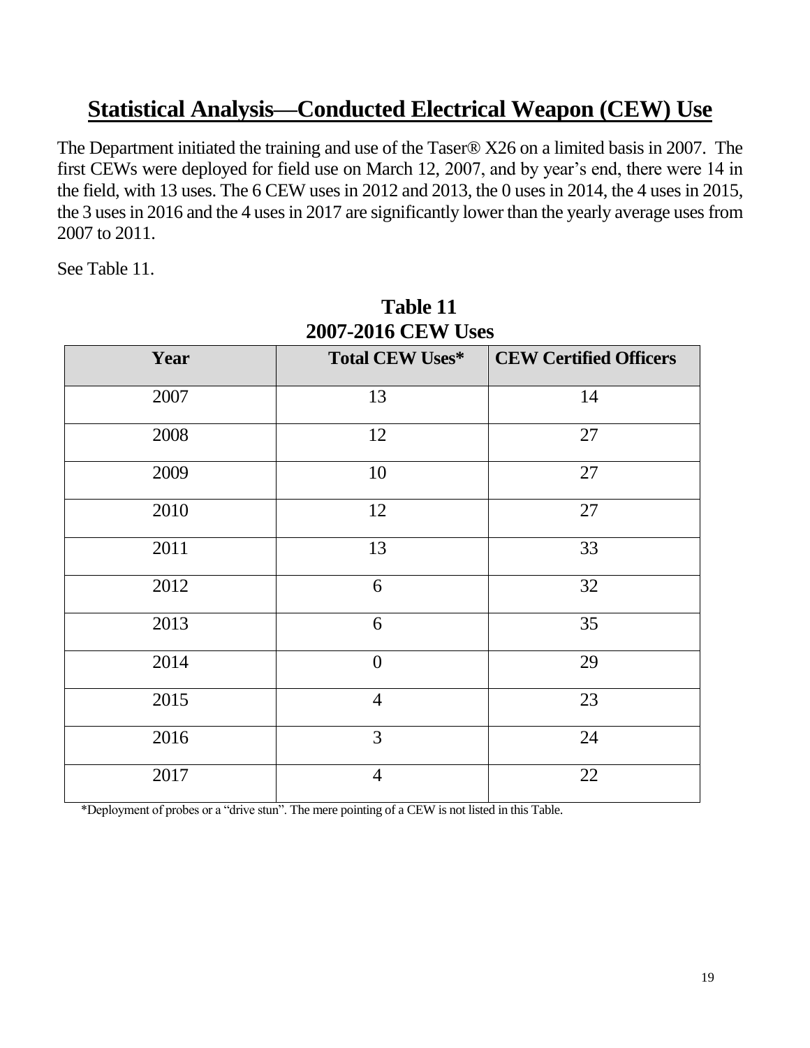## Statistical Analysis—Conducted Electrical Weapon (CEW) Use

The Department initiated the training and use of the Taser® X26 on a limited basis in 2007. The first CEWs were deployed for field use on March 12, 2007, and by year's end, there were 14 in the field, with 13 uses. The 6 CEW uses in 2012 and 2013, the 0 uses in 2014, the 4 uses in 2015, the 3 uses in 2016 and the 4 uses in 2017 are significantly lower than the yearly average uses from 2007 to 2011.

See Table 11.

**Table 11**
**2007-2016 CEW Uses**

| Year | Total CEW Uses* | CEW Certified Officers |
|---|---|---|
| 2007 | 13 | 14 |
| 2008 | 12 | 27 |
| 2009 | 10 | 27 |
| 2010 | 12 | 27 |
| 2011 | 13 | 33 |
| 2012 | 6 | 32 |
| 2013 | 6 | 35 |
| 2014 | 0 | 29 |
| 2015 | 4 | 23 |
| 2016 | 3 | 24 |
| 2017 | 4 | 22 |

*Deployment of probes or a "drive stun". The mere pointing of a CEW is not listed in this Table.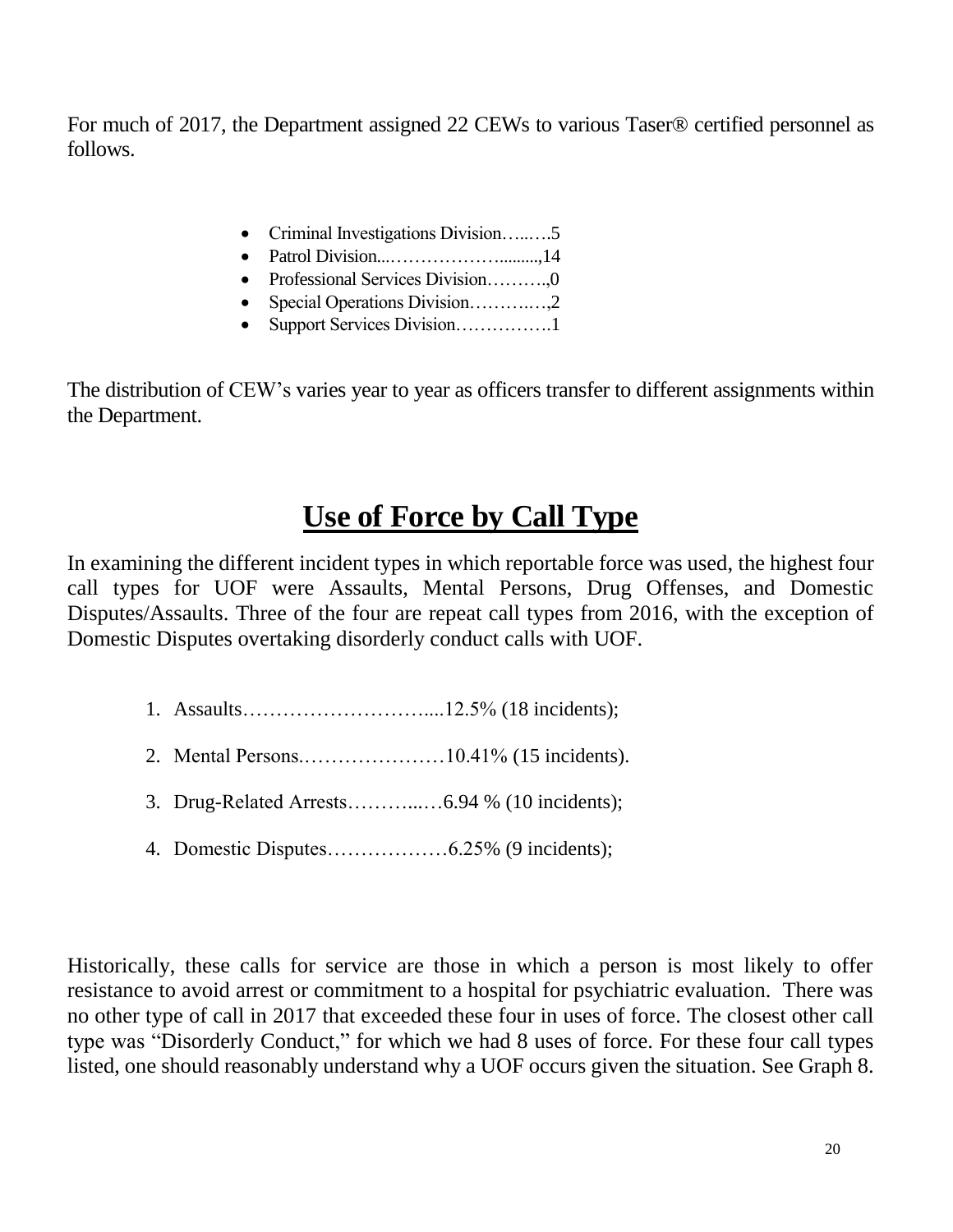For much of 2017, the Department assigned 22 CEWs to various Taser® certified personnel as follows.

- Criminal Investigations Division…...….5
- Patrol Division...……………….........,14
- Professional Services Division……….,0
- Special Operations Division………..…,2
- Support Services Division…………….1

The distribution of CEW's varies year to year as officers transfer to different assignments within the Department.

# Use of Force by Call Type

In examining the different incident types in which reportable force was used, the highest four call types for UOF were Assaults, Mental Persons, Drug Offenses, and Domestic Disputes/Assaults. Three of the four are repeat call types from 2016, with the exception of Domestic Disputes overtaking disorderly conduct calls with UOF.

1. Assaults……………………….....12.5% (18 incidents);
2. Mental Persons.…………………10.41% (15 incidents).
3. Drug-Related Arrests………...…6.94 % (10 incidents);
4. Domestic Disputes………………6.25% (9 incidents);

Historically, these calls for service are those in which a person is most likely to offer resistance to avoid arrest or commitment to a hospital for psychiatric evaluation. There was no other type of call in 2017 that exceeded these four in uses of force. The closest other call type was "Disorderly Conduct," for which we had 8 uses of force. For these four call types listed, one should reasonably understand why a UOF occurs given the situation. See Graph 8.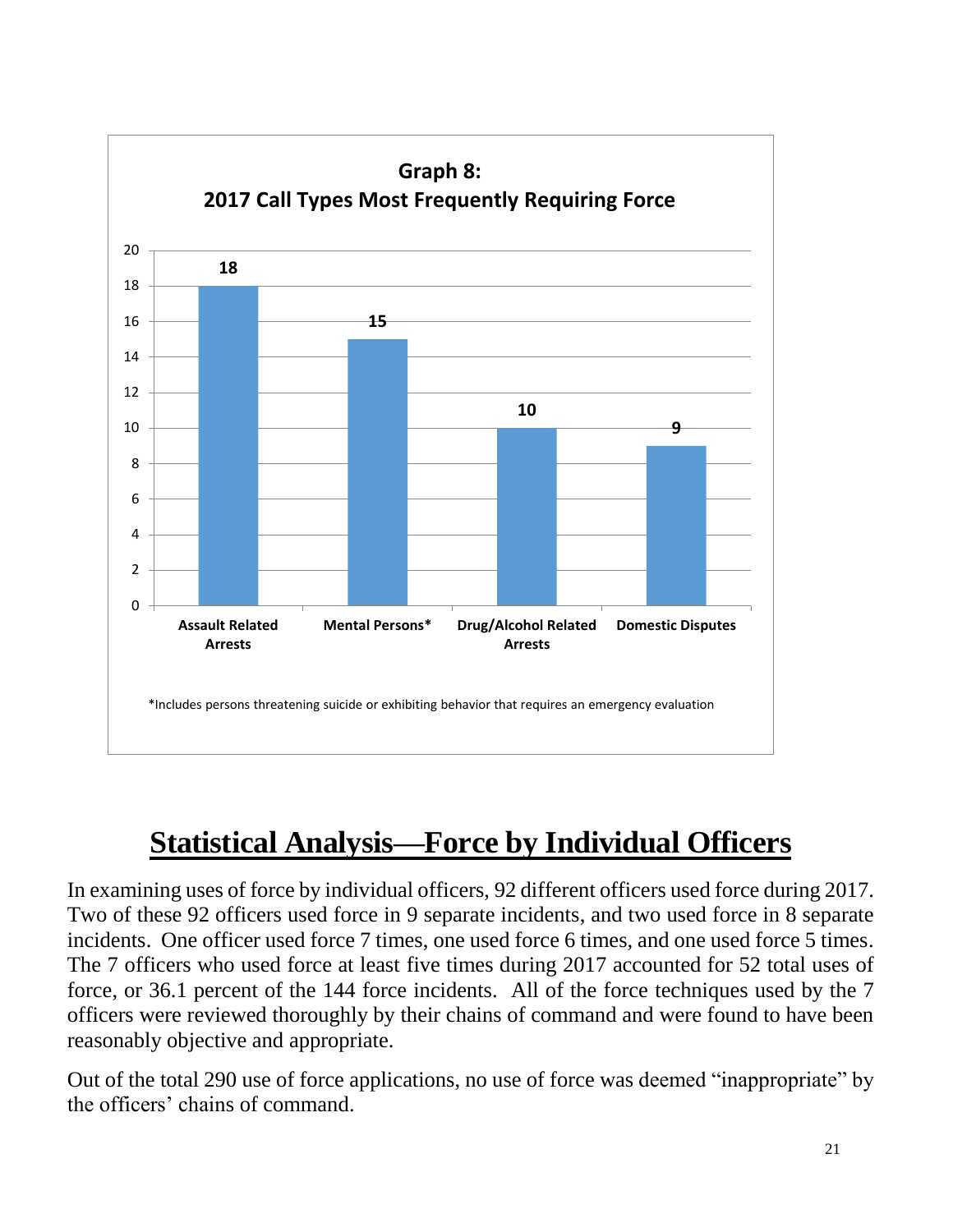**Graph 8:**
**2017 Call Types Most Frequently Requiring Force**

| Call Type | Count |
|---|---|
| Assault Related Arrests | 18 |
| Mental Persons* | 15 |
| Drug/Alcohol Related Arrests | 10 |
| Domestic Disputes | 9 |

*Includes persons threatening suicide or exhibiting behavior that requires an emergency evaluation

## Statistical Analysis—Force by Individual Officers

In examining uses of force by individual officers, 92 different officers used force during 2017. Two of these 92 officers used force in 9 separate incidents, and two used force in 8 separate incidents. One officer used force 7 times, one used force 6 times, and one used force 5 times. The 7 officers who used force at least five times during 2017 accounted for 52 total uses of force, or 36.1 percent of the 144 force incidents. All of the force techniques used by the 7 officers were reviewed thoroughly by their chains of command and were found to have been reasonably objective and appropriate.

Out of the total 290 use of force applications, no use of force was deemed "inappropriate" by the officers' chains of command.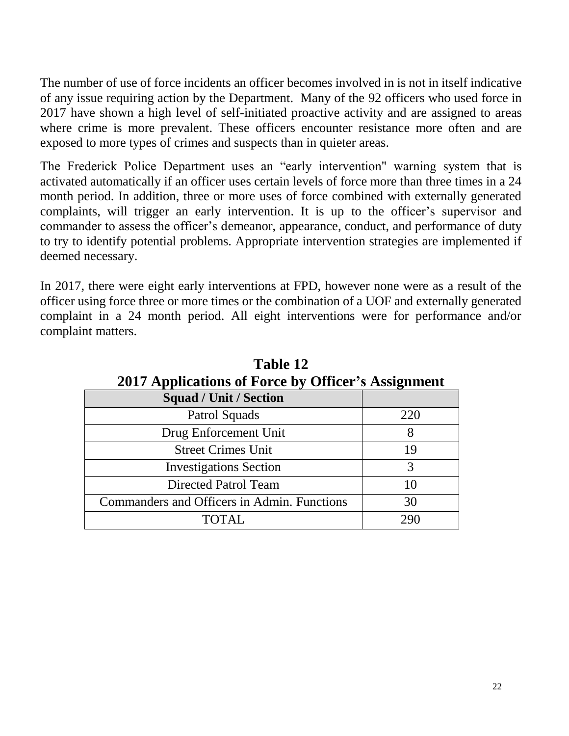The number of use of force incidents an officer becomes involved in is not in itself indicative of any issue requiring action by the Department. Many of the 92 officers who used force in 2017 have shown a high level of self-initiated proactive activity and are assigned to areas where crime is more prevalent. These officers encounter resistance more often and are exposed to more types of crimes and suspects than in quieter areas.

The Frederick Police Department uses an "early intervention" warning system that is activated automatically if an officer uses certain levels of force more than three times in a 24 month period. In addition, three or more uses of force combined with externally generated complaints, will trigger an early intervention. It is up to the officer's supervisor and commander to assess the officer's demeanor, appearance, conduct, and performance of duty to try to identify potential problems. Appropriate intervention strategies are implemented if deemed necessary.

In 2017, there were eight early interventions at FPD, however none were as a result of the officer using force three or more times or the combination of a UOF and externally generated complaint in a 24 month period. All eight interventions were for performance and/or complaint matters.

**Table 12**
**2017 Applications of Force by Officer's Assignment**

| Squad / Unit / Section | |
|---|---|
| Patrol Squads | 220 |
| Drug Enforcement Unit | 8 |
| Street Crimes Unit | 19 |
| Investigations Section | 3 |
| Directed Patrol Team | 10 |
| Commanders and Officers in Admin. Functions | 30 |
| TOTAL | 290 |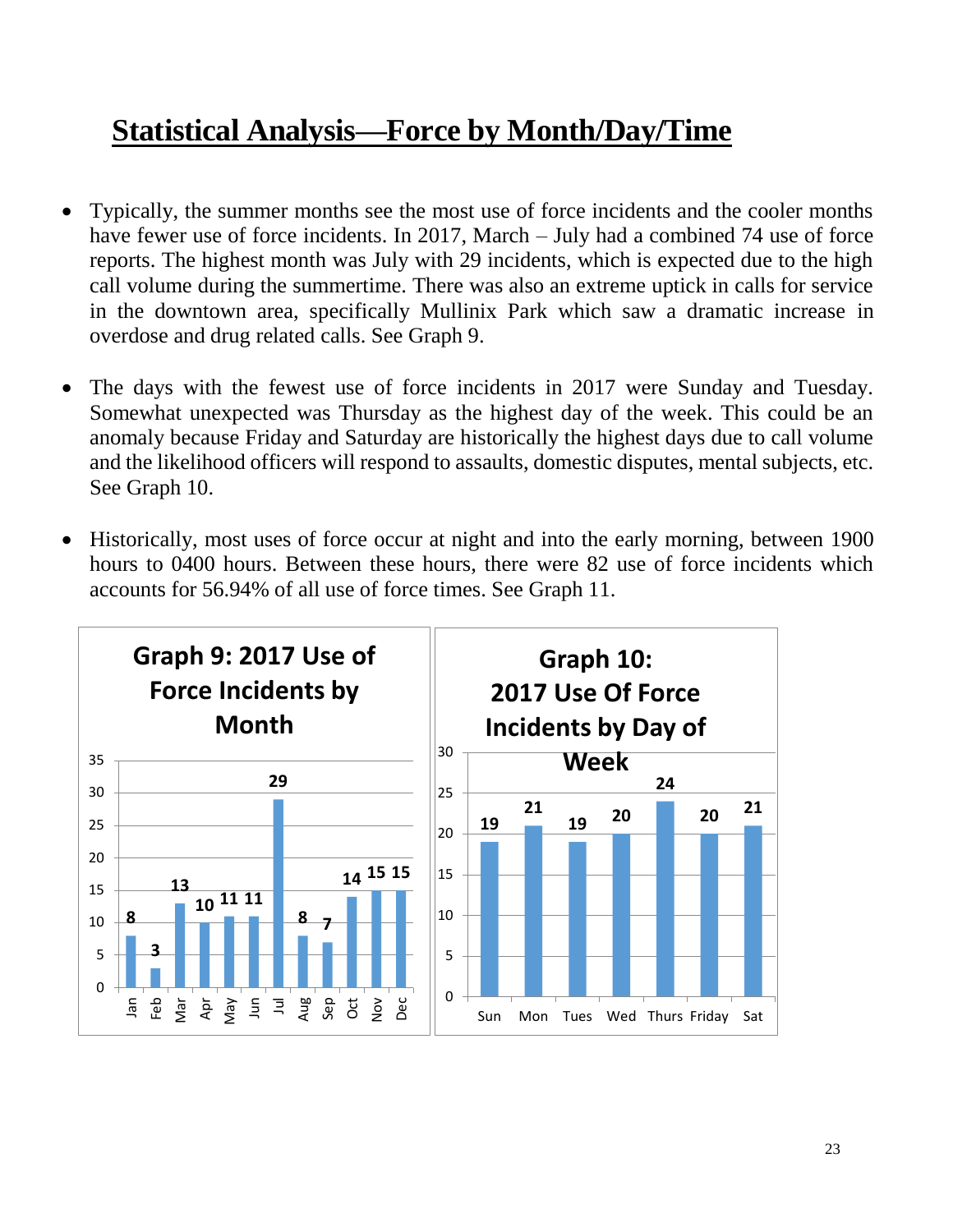# Statistical Analysis—Force by Month/Day/Time

- Typically, the summer months see the most use of force incidents and the cooler months have fewer use of force incidents. In 2017, March – July had a combined 74 use of force reports. The highest month was July with 29 incidents, which is expected due to the high call volume during the summertime. There was also an extreme uptick in calls for service in the downtown area, specifically Mullinix Park which saw a dramatic increase in overdose and drug related calls. See Graph 9.

- The days with the fewest use of force incidents in 2017 were Sunday and Tuesday. Somewhat unexpected was Thursday as the highest day of the week. This could be an anomaly because Friday and Saturday are historically the highest days due to call volume and the likelihood officers will respond to assaults, domestic disputes, mental subjects, etc. See Graph 10.

- Historically, most uses of force occur at night and into the early morning, between 1900 hours to 0400 hours. Between these hours, there were 82 use of force incidents which accounts for 56.94% of all use of force times. See Graph 11.

**Graph 9: 2017 Use of Force Incidents by Month**

| Month | Incidents |
|---|---|
| Jan | 8 |
| Feb | 3 |
| Mar | 13 |
| Apr | 10 |
| May | 11 |
| Jun | 11 |
| Jul | 29 |
| Aug | 8 |
| Sep | 7 |
| Oct | 14 |
| Nov | 15 |
| Dec | 15 |

**Graph 10: 2017 Use Of Force Incidents by Day of Week**

| Day | Incidents |
|---|---|
| Sun | 19 |
| Mon | 21 |
| Tues | 19 |
| Wed | 20 |
| Thurs | 24 |
| Friday | 20 |
| Sat | 21 |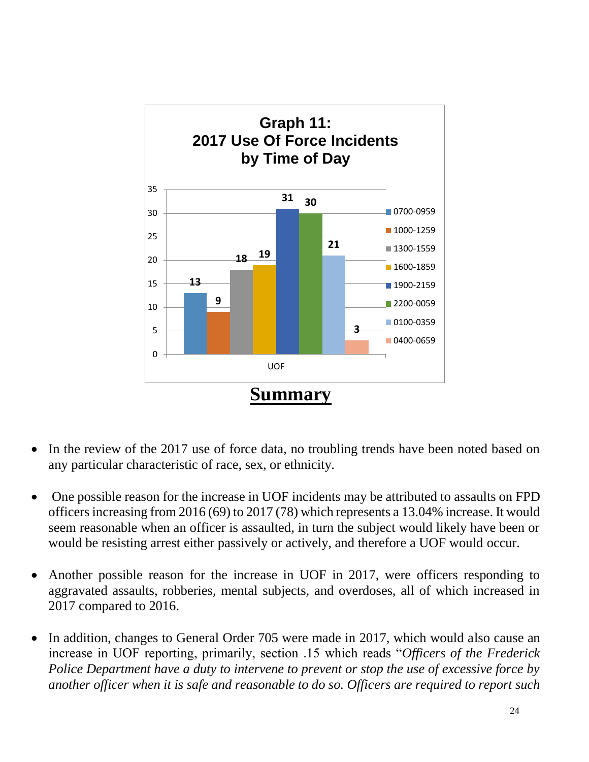**Graph 11: 2017 Use Of Force Incidents by Time of Day**

| Time of Day | UOF |
|---|---|
| 0700-0959 | 13 |
| 1000-1259 | 9 |
| 1300-1559 | 18 |
| 1600-1859 | 19 |
| 1900-2159 | 31 |
| 2200-0059 | 30 |
| 0100-0359 | 21 |
| 0400-0659 | 3 |

# Summary

- In the review of the 2017 use of force data, no troubling trends have been noted based on any particular characteristic of race, sex, or ethnicity.

- One possible reason for the increase in UOF incidents may be attributed to assaults on FPD officers increasing from 2016 (69) to 2017 (78) which represents a 13.04% increase. It would seem reasonable when an officer is assaulted, in turn the subject would likely have been or would be resisting arrest either passively or actively, and therefore a UOF would occur.

- Another possible reason for the increase in UOF in 2017, were officers responding to aggravated assaults, robberies, mental subjects, and overdoses, all of which increased in 2017 compared to 2016.

- In addition, changes to General Order 705 were made in 2017, which would also cause an increase in UOF reporting, primarily, section .15 which reads "*Officers of the Frederick Police Department have a duty to intervene to prevent or stop the use of excessive force by another officer when it is safe and reasonable to do so. Officers are required to report such*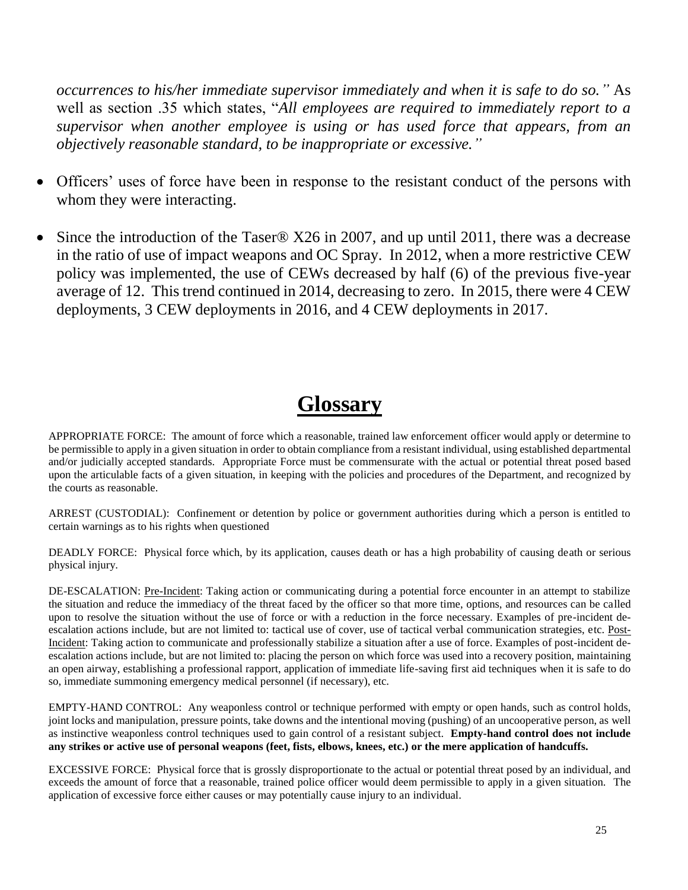*occurrences to his/her immediate supervisor immediately and when it is safe to do so."* As well as section .35 which states, "*All employees are required to immediately report to a supervisor when another employee is using or has used force that appears, from an objectively reasonable standard, to be inappropriate or excessive."*

- Officers' uses of force have been in response to the resistant conduct of the persons with whom they were interacting.
- Since the introduction of the Taser® X26 in 2007, and up until 2011, there was a decrease in the ratio of use of impact weapons and OC Spray. In 2012, when a more restrictive CEW policy was implemented, the use of CEWs decreased by half (6) of the previous five-year average of 12. This trend continued in 2014, decreasing to zero. In 2015, there were 4 CEW deployments, 3 CEW deployments in 2016, and 4 CEW deployments in 2017.

# Glossary

APPROPRIATE FORCE: The amount of force which a reasonable, trained law enforcement officer would apply or determine to be permissible to apply in a given situation in order to obtain compliance from a resistant individual, using established departmental and/or judicially accepted standards. Appropriate Force must be commensurate with the actual or potential threat posed based upon the articulable facts of a given situation, in keeping with the policies and procedures of the Department, and recognized by the courts as reasonable.

ARREST (CUSTODIAL): Confinement or detention by police or government authorities during which a person is entitled to certain warnings as to his rights when questioned

DEADLY FORCE: Physical force which, by its application, causes death or has a high probability of causing death or serious physical injury.

DE-ESCALATION: Pre-Incident: Taking action or communicating during a potential force encounter in an attempt to stabilize the situation and reduce the immediacy of the threat faced by the officer so that more time, options, and resources can be called upon to resolve the situation without the use of force or with a reduction in the force necessary. Examples of pre-incident de-escalation actions include, but are not limited to: tactical use of cover, use of tactical verbal communication strategies, etc. Post-Incident: Taking action to communicate and professionally stabilize a situation after a use of force. Examples of post-incident de-escalation actions include, but are not limited to: placing the person on which force was used into a recovery position, maintaining an open airway, establishing a professional rapport, application of immediate life-saving first aid techniques when it is safe to do so, immediate summoning emergency medical personnel (if necessary), etc.

EMPTY-HAND CONTROL: Any weaponless control or technique performed with empty or open hands, such as control holds, joint locks and manipulation, pressure points, take downs and the intentional moving (pushing) of an uncooperative person, as well as instinctive weaponless control techniques used to gain control of a resistant subject. **Empty-hand control does not include any strikes or active use of personal weapons (feet, fists, elbows, knees, etc.) or the mere application of handcuffs.**

EXCESSIVE FORCE: Physical force that is grossly disproportionate to the actual or potential threat posed by an individual, and exceeds the amount of force that a reasonable, trained police officer would deem permissible to apply in a given situation. The application of excessive force either causes or may potentially cause injury to an individual.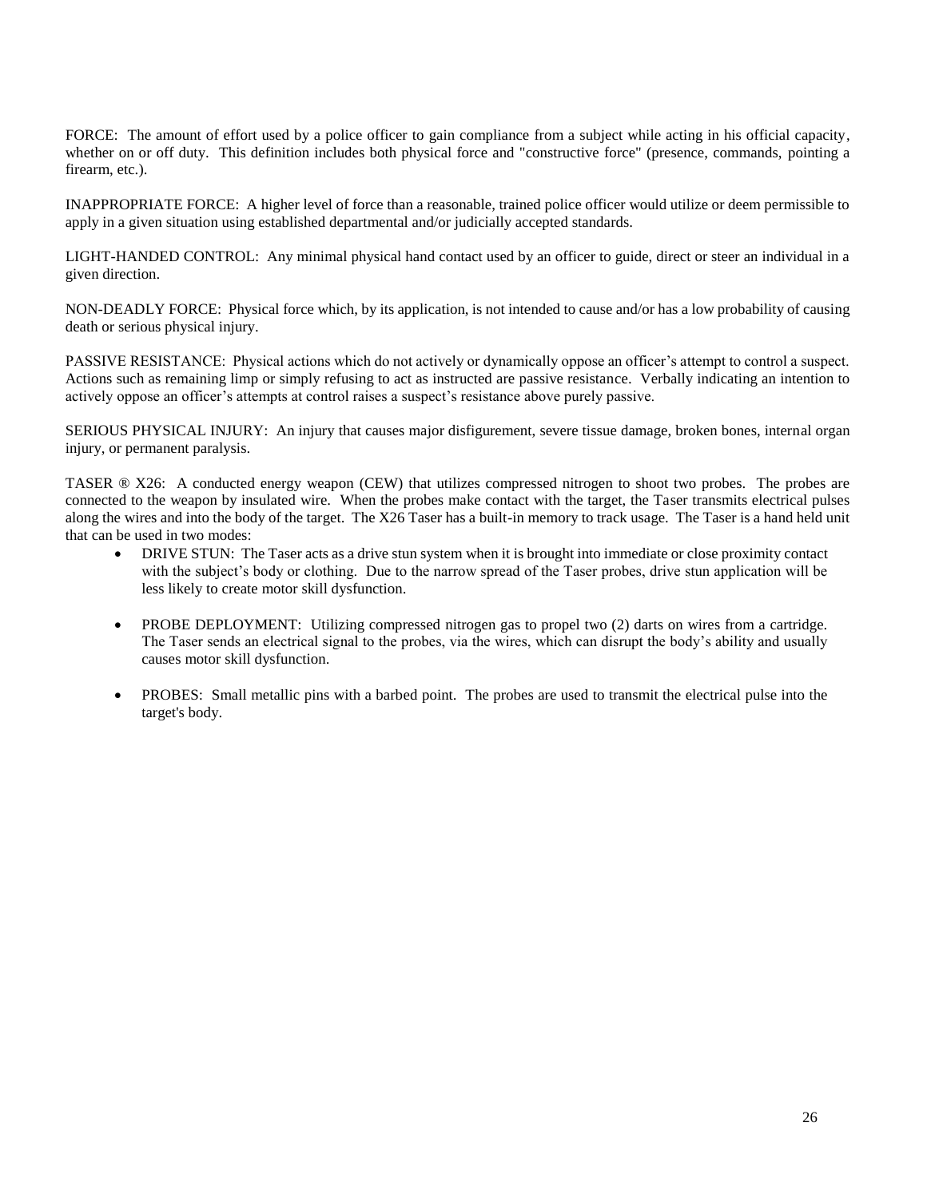FORCE: The amount of effort used by a police officer to gain compliance from a subject while acting in his official capacity, whether on or off duty. This definition includes both physical force and "constructive force" (presence, commands, pointing a firearm, etc.).

INAPPROPRIATE FORCE: A higher level of force than a reasonable, trained police officer would utilize or deem permissible to apply in a given situation using established departmental and/or judicially accepted standards.

LIGHT-HANDED CONTROL: Any minimal physical hand contact used by an officer to guide, direct or steer an individual in a given direction.

NON-DEADLY FORCE: Physical force which, by its application, is not intended to cause and/or has a low probability of causing death or serious physical injury.

PASSIVE RESISTANCE: Physical actions which do not actively or dynamically oppose an officer's attempt to control a suspect. Actions such as remaining limp or simply refusing to act as instructed are passive resistance. Verbally indicating an intention to actively oppose an officer's attempts at control raises a suspect's resistance above purely passive.

SERIOUS PHYSICAL INJURY: An injury that causes major disfigurement, severe tissue damage, broken bones, internal organ injury, or permanent paralysis.

TASER ® X26: A conducted energy weapon (CEW) that utilizes compressed nitrogen to shoot two probes. The probes are connected to the weapon by insulated wire. When the probes make contact with the target, the Taser transmits electrical pulses along the wires and into the body of the target. The X26 Taser has a built-in memory to track usage. The Taser is a hand held unit that can be used in two modes:

- DRIVE STUN: The Taser acts as a drive stun system when it is brought into immediate or close proximity contact with the subject's body or clothing. Due to the narrow spread of the Taser probes, drive stun application will be less likely to create motor skill dysfunction.

- PROBE DEPLOYMENT: Utilizing compressed nitrogen gas to propel two (2) darts on wires from a cartridge. The Taser sends an electrical signal to the probes, via the wires, which can disrupt the body's ability and usually causes motor skill dysfunction.

- PROBES: Small metallic pins with a barbed point. The probes are used to transmit the electrical pulse into the target's body.